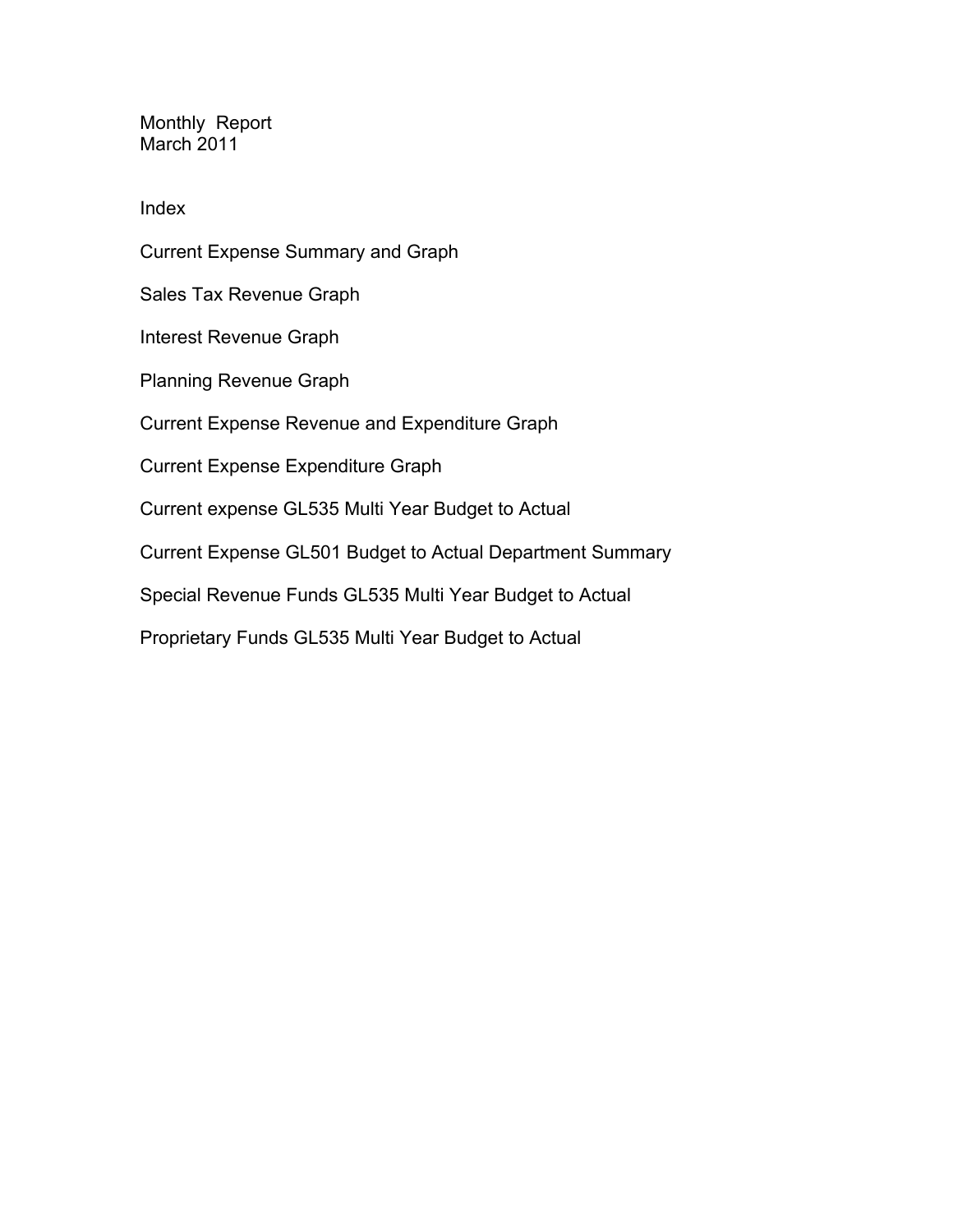# Monthly Report
## March 2011

### Index

Current Expense Summary and Graph

Sales Tax Revenue Graph

Interest Revenue Graph

Planning Revenue Graph

Current Expense Revenue and Expenditure Graph

Current Expense Expenditure Graph

Current expense GL535 Multi Year Budget to Actual

Current Expense GL501 Budget to Actual Department Summary

Special Revenue Funds GL535 Multi Year Budget to Actual

Proprietary Funds GL535 Multi Year Budget to Actual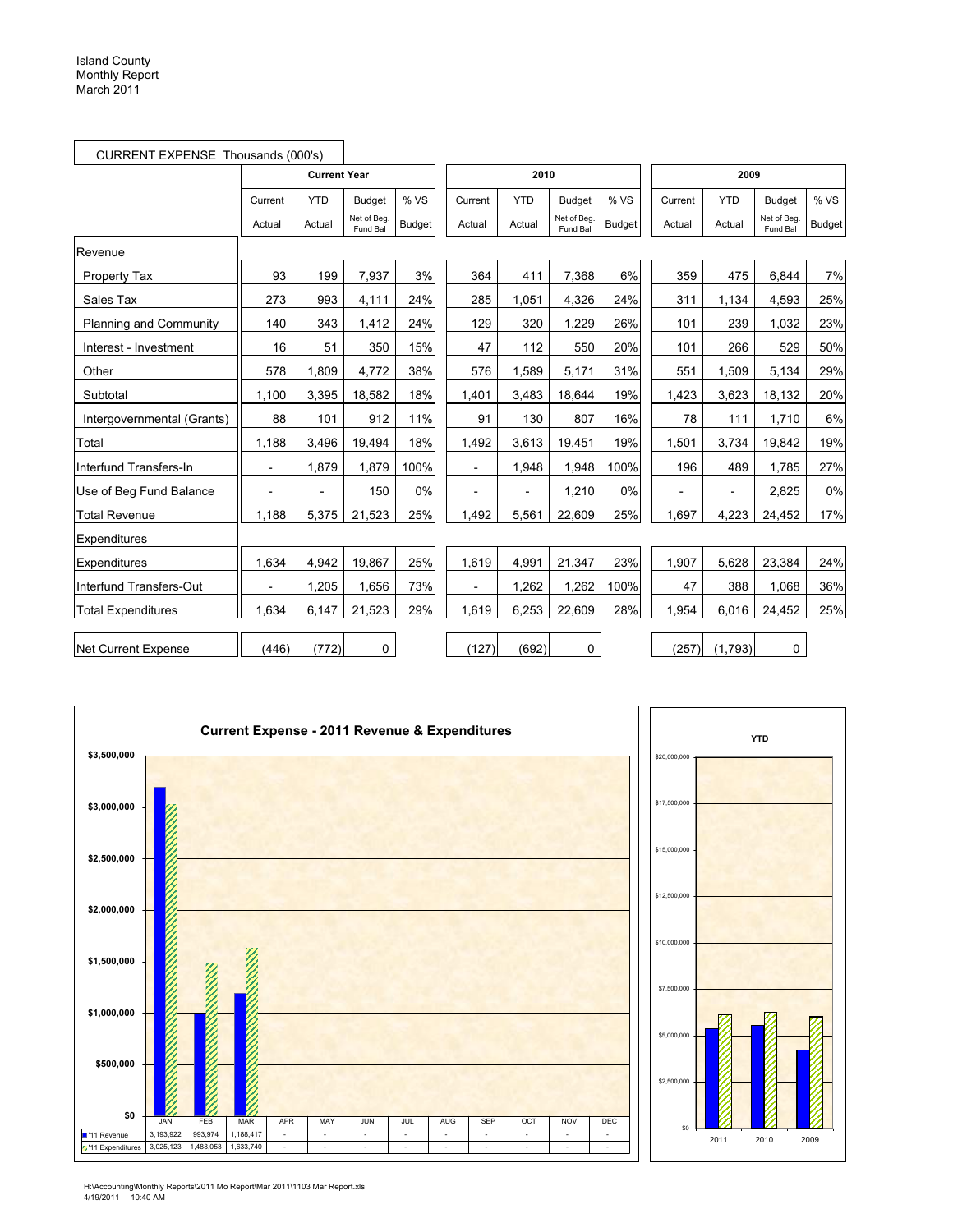Island County
Monthly Report
March 2011

## CURRENT EXPENSE Thousands (000's)

| | Current Year | | | | 2010 | | | | 2009 | | | |
|---|---|---|---|---|---|---|---|---|---|---|---|---|
| | Current Actual | YTD Actual | Budget Net of Beg. Fund Bal | % VS Budget | Current Actual | YTD Actual | Budget Net of Beg. Fund Bal | % VS Budget | Current Actual | YTD Actual | Budget Net of Beg. Fund Bal | % VS Budget |
| **Revenue** | | | | | | | | | | | | |
| Property Tax | 93 | 199 | 7,937 | 3% | 364 | 411 | 7,368 | 6% | 359 | 475 | 6,844 | 7% |
| Sales Tax | 273 | 993 | 4,111 | 24% | 285 | 1,051 | 4,326 | 24% | 311 | 1,134 | 4,593 | 25% |
| Planning and Community | 140 | 343 | 1,412 | 24% | 129 | 320 | 1,229 | 26% | 101 | 239 | 1,032 | 23% |
| Interest - Investment | 16 | 51 | 350 | 15% | 47 | 112 | 550 | 20% | 101 | 266 | 529 | 50% |
| Other | 578 | 1,809 | 4,772 | 38% | 576 | 1,589 | 5,171 | 31% | 551 | 1,509 | 5,134 | 29% |
| Subtotal | 1,100 | 3,395 | 18,582 | 18% | 1,401 | 3,483 | 18,644 | 19% | 1,423 | 3,623 | 18,132 | 20% |
| Intergovernmental (Grants) | 88 | 101 | 912 | 11% | 91 | 130 | 807 | 16% | 78 | 111 | 1,710 | 6% |
| Total | 1,188 | 3,496 | 19,494 | 18% | 1,492 | 3,613 | 19,451 | 19% | 1,501 | 3,734 | 19,842 | 19% |
| Interfund Transfers-In | - | 1,879 | 1,879 | 100% | - | 1,948 | 1,948 | 100% | 196 | 489 | 1,785 | 27% |
| Use of Beg Fund Balance | - | - | 150 | 0% | - | - | 1,210 | 0% | - | - | 2,825 | 0% |
| Total Revenue | 1,188 | 5,375 | 21,523 | 25% | 1,492 | 5,561 | 22,609 | 25% | 1,697 | 4,223 | 24,452 | 17% |
| **Expenditures** | | | | | | | | | | | | |
| Expenditures | 1,634 | 4,942 | 19,867 | 25% | 1,619 | 4,991 | 21,347 | 23% | 1,907 | 5,628 | 23,384 | 24% |
| Interfund Transfers-Out | - | 1,205 | 1,656 | 73% | - | 1,262 | 1,262 | 100% | 47 | 388 | 1,068 | 36% |
| Total Expenditures | 1,634 | 6,147 | 21,523 | 29% | 1,619 | 6,253 | 22,609 | 28% | 1,954 | 6,016 | 24,452 | 25% |
| Net Current Expense | (446) | (772) | 0 | | (127) | (692) | 0 | | (257) | (1,793) | 0 | |

### Current Expense - 2011 Revenue & Expenditures

| | JAN | FEB | MAR | APR | MAY | JUN | JUL | AUG | SEP | OCT | NOV | DEC |
|---|---|---|---|---|---|---|---|---|---|---|---|---|
| '11 Revenue | 3,193,922 | 993,974 | 1,188,417 | - | - | - | - | - | - | - | - | - |
| '11 Expenditures | 3,025,123 | 1,488,053 | 1,633,740 | - | - | - | - | - | - | - | - | - |

### YTD

(Chart: 2011, 2010, 2009)

H:\Accounting\Monthly Reports\2011 Mo Report\Mar 2011\1103 Mar Report.xls
4/19/2011 10:40 AM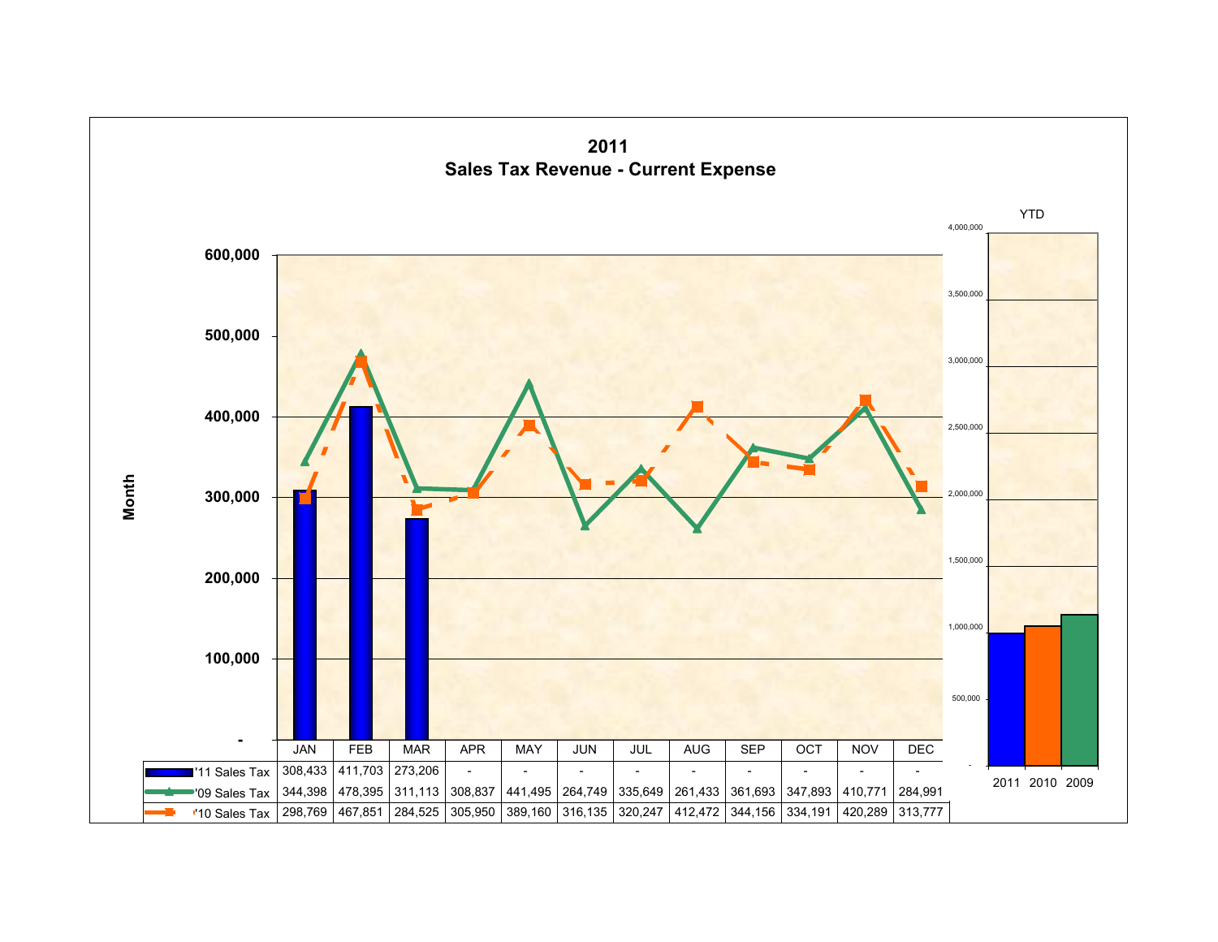# 2011
## Sales Tax Revenue - Current Expense

| | JAN | FEB | MAR | APR | MAY | JUN | JUL | AUG | SEP | OCT | NOV | DEC |
|---|---|---|---|---|---|---|---|---|---|---|---|---|
| '11 Sales Tax | 308,433 | 411,703 | 273,206 | - | - | - | - | - | - | - | - | - |
| '09 Sales Tax | 344,398 | 478,395 | 311,113 | 308,837 | 441,495 | 264,749 | 335,649 | 261,433 | 361,693 | 347,893 | 410,771 | 284,991 |
| '10 Sales Tax | 298,769 | 467,851 | 284,525 | 305,950 | 389,160 | 316,135 | 320,247 | 412,472 | 344,156 | 334,191 | 420,289 | 313,777 |

YTD: 2011, 2010, 2009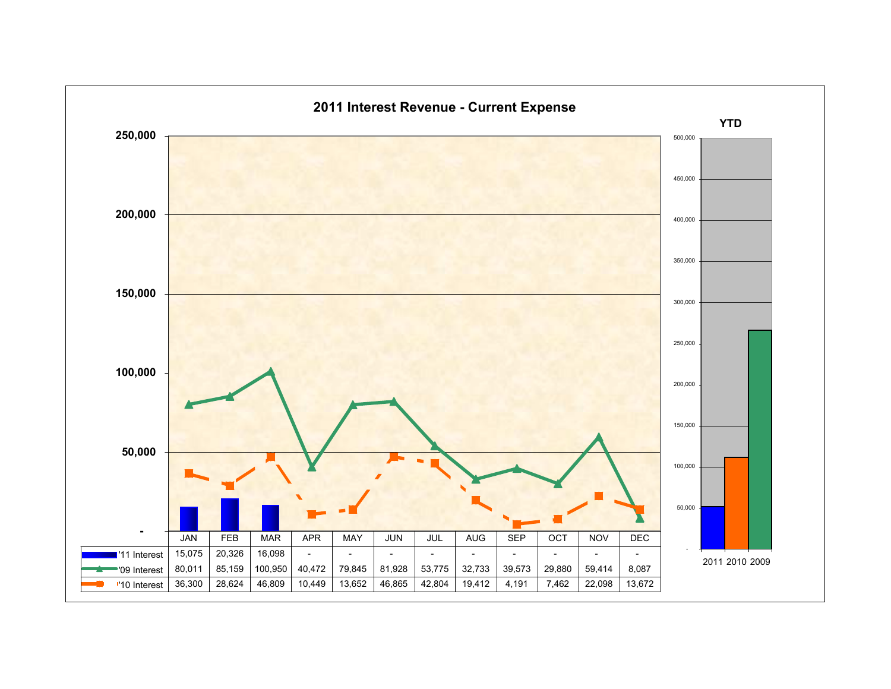# 2011 Interest Revenue - Current Expense

|  | JAN | FEB | MAR | APR | MAY | JUN | JUL | AUG | SEP | OCT | NOV | DEC |
|---|---|---|---|---|---|---|---|---|---|---|---|---|
| '11 Interest | 15,075 | 20,326 | 16,098 | - | - | - | - | - | - | - | - | - |
| '09 Interest | 80,011 | 85,159 | 100,950 | 40,472 | 79,845 | 81,928 | 53,775 | 32,733 | 39,573 | 29,880 | 59,414 | 8,087 |
| '10 Interest | 36,300 | 28,624 | 46,809 | 10,449 | 13,652 | 46,865 | 42,804 | 19,412 | 4,191 | 7,462 | 22,098 | 13,672 |

YTD

2011 2010 2009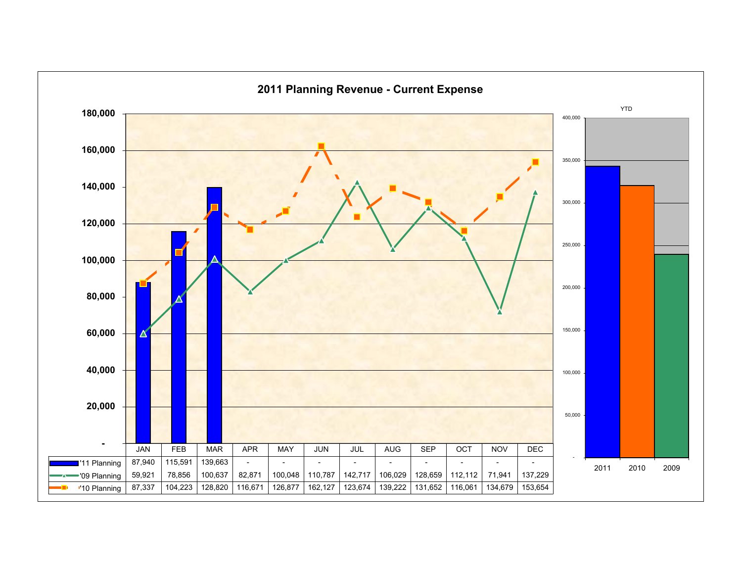# 2011 Planning Revenue - Current Expense

| | JAN | FEB | MAR | APR | MAY | JUN | JUL | AUG | SEP | OCT | NOV | DEC |
|---|---|---|---|---|---|---|---|---|---|---|---|---|
| '11 Planning | 87,940 | 115,591 | 139,663 | - | - | - | - | - | - | - | - | - |
| '09 Planning | 59,921 | 78,856 | 100,637 | 82,871 | 100,048 | 110,787 | 142,717 | 106,029 | 128,659 | 112,112 | 71,941 | 137,229 |
| '10 Planning | 87,337 | 104,223 | 128,820 | 116,671 | 126,877 | 162,127 | 123,674 | 139,222 | 131,652 | 116,061 | 134,679 | 153,654 |

YTD

2011 | 2010 | 2009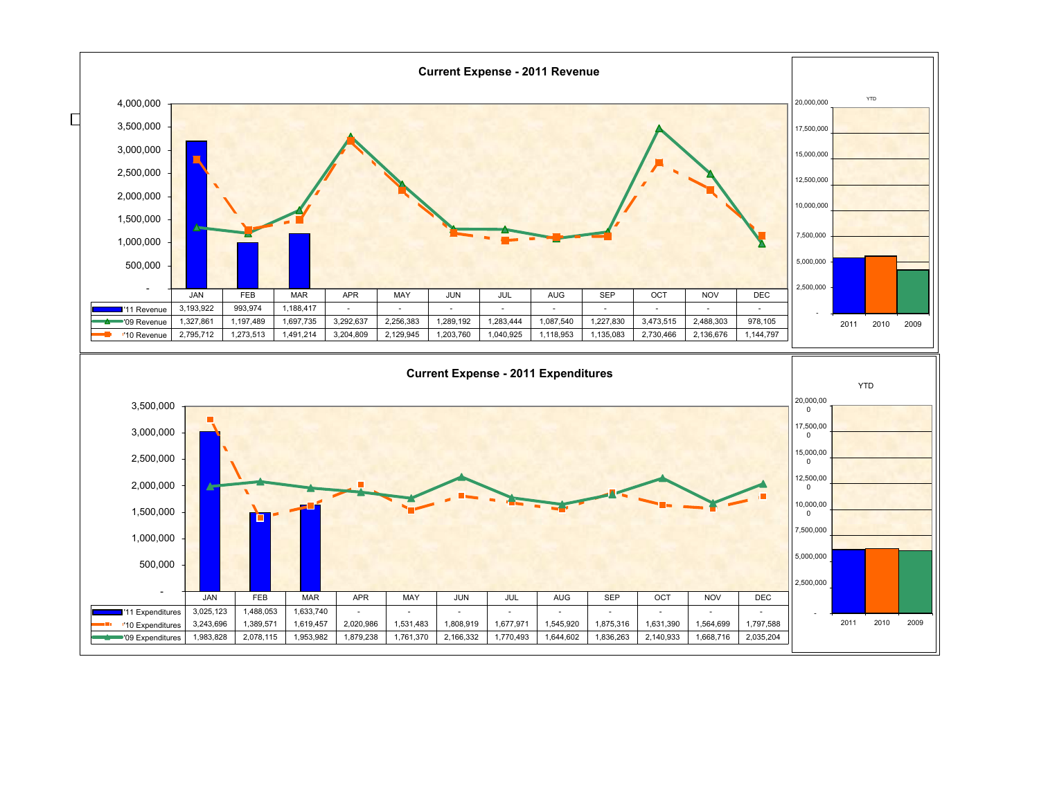## Current Expense - 2011 Revenue

| | JAN | FEB | MAR | APR | MAY | JUN | JUL | AUG | SEP | OCT | NOV | DEC |
|---|---|---|---|---|---|---|---|---|---|---|---|---|
| '11 Revenue | 3,193,922 | 993,974 | 1,188,417 | - | - | - | - | - | - | - | - | - |
| '09 Revenue | 1,327,861 | 1,197,489 | 1,697,735 | 3,292,637 | 2,256,383 | 1,289,192 | 1,283,444 | 1,087,540 | 1,227,830 | 3,473,515 | 2,488,303 | 978,105 |
| '10 Revenue | 2,795,712 | 1,273,513 | 1,491,214 | 3,204,809 | 2,129,945 | 1,203,760 | 1,040,925 | 1,118,953 | 1,135,083 | 2,730,466 | 2,136,676 | 1,144,797 |

YTD: 2011, 2010, 2009

## Current Expense - 2011 Expenditures

| | JAN | FEB | MAR | APR | MAY | JUN | JUL | AUG | SEP | OCT | NOV | DEC |
|---|---|---|---|---|---|---|---|---|---|---|---|---|
| '11 Expenditures | 3,025,123 | 1,488,053 | 1,633,740 | - | - | - | - | - | - | - | - | - |
| '10 Expenditures | 3,243,696 | 1,389,571 | 1,619,457 | 2,020,986 | 1,531,483 | 1,808,919 | 1,677,971 | 1,545,920 | 1,875,316 | 1,631,390 | 1,564,699 | 1,797,588 |
| '09 Expenditures | 1,983,828 | 2,078,115 | 1,953,982 | 1,879,238 | 1,761,370 | 2,166,332 | 1,770,493 | 1,644,602 | 1,836,263 | 2,140,933 | 1,668,716 | 2,035,204 |

YTD: 2011, 2010, 2009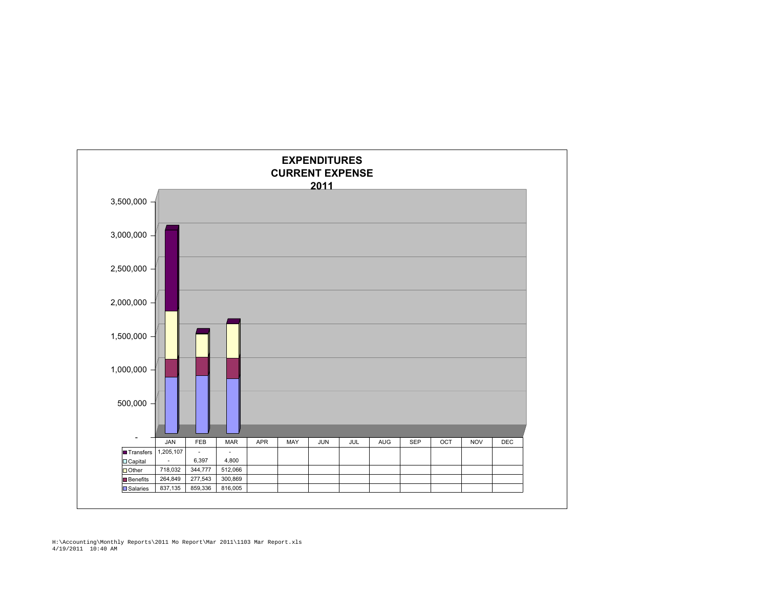# EXPENDITURES
# CURRENT EXPENSE
# 2011

| | JAN | FEB | MAR | APR | MAY | JUN | JUL | AUG | SEP | OCT | NOV | DEC |
|---|---|---|---|---|---|---|---|---|---|---|---|---|
| Transfers | 1,205,107 | - | - | | | | | | | | | |
| Capital | - | 6,397 | 4,800 | | | | | | | | | |
| Other | 718,032 | 344,777 | 512,066 | | | | | | | | | |
| Benefits | 264,849 | 277,543 | 300,869 | | | | | | | | | |
| Salaries | 837,135 | 859,336 | 816,005 | | | | | | | | | |

H:\Accounting\Monthly Reports\2011 Mo Report\Mar 2011\1103 Mar Report.xls
4/19/2011 10:40 AM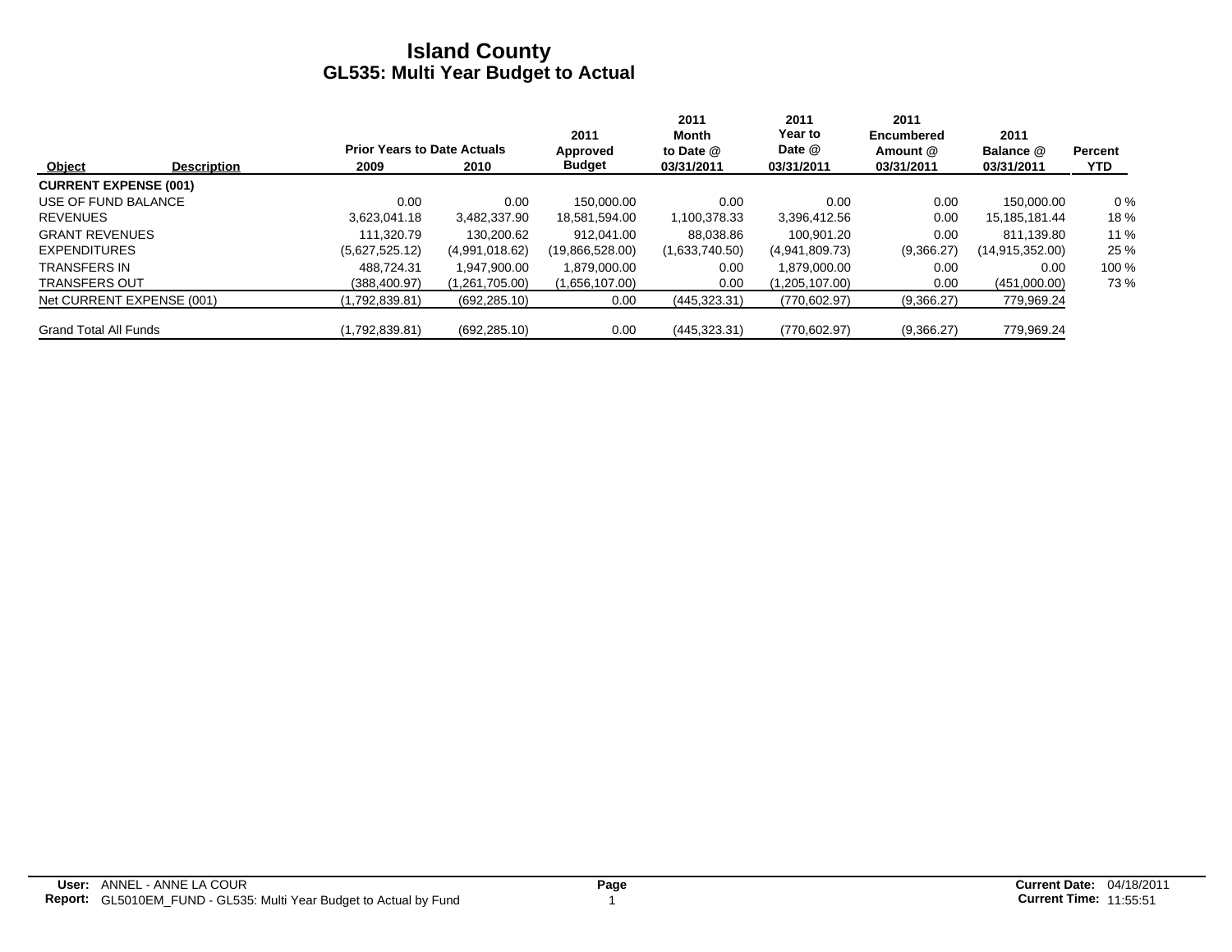# Island County
## GL535: Multi Year Budget to Actual

| Object | Description | Prior Years to Date Actuals 2009 | 2010 | 2011 Approved Budget | 2011 Month to Date @ 03/31/2011 | 2011 Year to Date @ 03/31/2011 | 2011 Encumbered Amount @ 03/31/2011 | 2011 Balance @ 03/31/2011 | Percent YTD |
|---|---|---|---|---|---|---|---|---|---|
| **CURRENT EXPENSE (001)** | | | | | | | | | |
| USE OF FUND BALANCE | | 0.00 | 0.00 | 150,000.00 | 0.00 | 0.00 | 0.00 | 150,000.00 | 0 % |
| REVENUES | | 3,623,041.18 | 3,482,337.90 | 18,581,594.00 | 1,100,378.33 | 3,396,412.56 | 0.00 | 15,185,181.44 | 18 % |
| GRANT REVENUES | | 111,320.79 | 130,200.62 | 912,041.00 | 88,038.86 | 100,901.20 | 0.00 | 811,139.80 | 11 % |
| EXPENDITURES | | (5,627,525.12) | (4,991,018.62) | (19,866,528.00) | (1,633,740.50) | (4,941,809.73) | (9,366.27) | (14,915,352.00) | 25 % |
| TRANSFERS IN | | 488,724.31 | 1,947,900.00 | 1,879,000.00 | 0.00 | 1,879,000.00 | 0.00 | 0.00 | 100 % |
| TRANSFERS OUT | | (388,400.97) | (1,261,705.00) | (1,656,107.00) | 0.00 | (1,205,107.00) | 0.00 | (451,000.00) | 73 % |
| Net CURRENT EXPENSE (001) | | (1,792,839.81) | (692,285.10) | 0.00 | (445,323.31) | (770,602.97) | (9,366.27) | 779,969.24 | |
| Grand Total All Funds | | (1,792,839.81) | (692,285.10) | 0.00 | (445,323.31) | (770,602.97) | (9,366.27) | 779,969.24 | |

**User:** ANNEL - ANNE LA COUR
**Report:** GL5010EM_FUND - GL535: Multi Year Budget to Actual by Fund
**Current Date:** 04/18/2011
**Current Time:** 11:55:51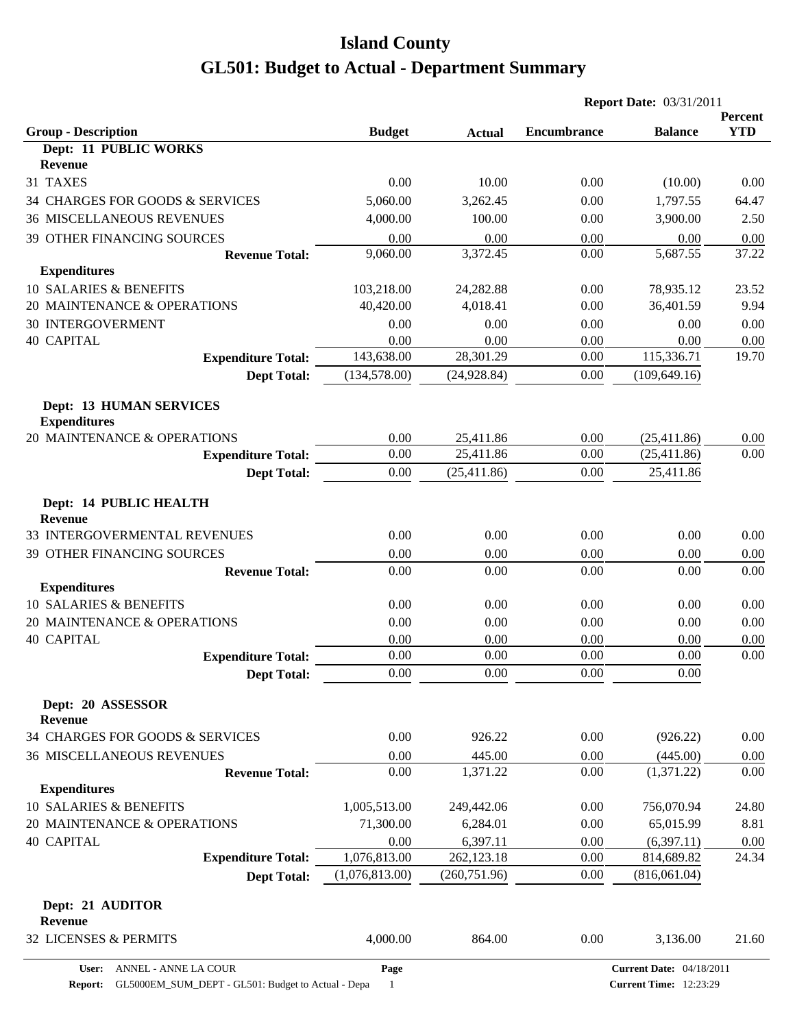# Island County

# GL501: Budget to Actual - Department Summary

**Report Date:** 03/31/2011

| Group - Description | Budget | Actual | Encumbrance | Balance | Percent YTD |
|---|---|---|---|---|---|
| **Dept: 11 PUBLIC WORKS** | | | | | |
| **Revenue** | | | | | |
| 31 TAXES | 0.00 | 10.00 | 0.00 | (10.00) | 0.00 |
| 34 CHARGES FOR GOODS & SERVICES | 5,060.00 | 3,262.45 | 0.00 | 1,797.55 | 64.47 |
| 36 MISCELLANEOUS REVENUES | 4,000.00 | 100.00 | 0.00 | 3,900.00 | 2.50 |
| 39 OTHER FINANCING SOURCES | 0.00 | 0.00 | 0.00 | 0.00 | 0.00 |
| **Revenue Total:** | 9,060.00 | 3,372.45 | 0.00 | 5,687.55 | 37.22 |
| **Expenditures** | | | | | |
| 10 SALARIES & BENEFITS | 103,218.00 | 24,282.88 | 0.00 | 78,935.12 | 23.52 |
| 20 MAINTENANCE & OPERATIONS | 40,420.00 | 4,018.41 | 0.00 | 36,401.59 | 9.94 |
| 30 INTERGOVERMENT | 0.00 | 0.00 | 0.00 | 0.00 | 0.00 |
| 40 CAPITAL | 0.00 | 0.00 | 0.00 | 0.00 | 0.00 |
| **Expenditure Total:** | 143,638.00 | 28,301.29 | 0.00 | 115,336.71 | 19.70 |
| **Dept Total:** | (134,578.00) | (24,928.84) | 0.00 | (109,649.16) | |
| **Dept: 13 HUMAN SERVICES** | | | | | |
| **Expenditures** | | | | | |
| 20 MAINTENANCE & OPERATIONS | 0.00 | 25,411.86 | 0.00 | (25,411.86) | 0.00 |
| **Expenditure Total:** | 0.00 | 25,411.86 | 0.00 | (25,411.86) | 0.00 |
| **Dept Total:** | 0.00 | (25,411.86) | 0.00 | 25,411.86 | |
| **Dept: 14 PUBLIC HEALTH** | | | | | |
| **Revenue** | | | | | |
| 33 INTERGOVERMENTAL REVENUES | 0.00 | 0.00 | 0.00 | 0.00 | 0.00 |
| 39 OTHER FINANCING SOURCES | 0.00 | 0.00 | 0.00 | 0.00 | 0.00 |
| **Revenue Total:** | 0.00 | 0.00 | 0.00 | 0.00 | 0.00 |
| **Expenditures** | | | | | |
| 10 SALARIES & BENEFITS | 0.00 | 0.00 | 0.00 | 0.00 | 0.00 |
| 20 MAINTENANCE & OPERATIONS | 0.00 | 0.00 | 0.00 | 0.00 | 0.00 |
| 40 CAPITAL | 0.00 | 0.00 | 0.00 | 0.00 | 0.00 |
| **Expenditure Total:** | 0.00 | 0.00 | 0.00 | 0.00 | 0.00 |
| **Dept Total:** | 0.00 | 0.00 | 0.00 | 0.00 | |
| **Dept: 20 ASSESSOR** | | | | | |
| **Revenue** | | | | | |
| 34 CHARGES FOR GOODS & SERVICES | 0.00 | 926.22 | 0.00 | (926.22) | 0.00 |
| 36 MISCELLANEOUS REVENUES | 0.00 | 445.00 | 0.00 | (445.00) | 0.00 |
| **Revenue Total:** | 0.00 | 1,371.22 | 0.00 | (1,371.22) | 0.00 |
| **Expenditures** | | | | | |
| 10 SALARIES & BENEFITS | 1,005,513.00 | 249,442.06 | 0.00 | 756,070.94 | 24.80 |
| 20 MAINTENANCE & OPERATIONS | 71,300.00 | 6,284.01 | 0.00 | 65,015.99 | 8.81 |
| 40 CAPITAL | 0.00 | 6,397.11 | 0.00 | (6,397.11) | 0.00 |
| **Expenditure Total:** | 1,076,813.00 | 262,123.18 | 0.00 | 814,689.82 | 24.34 |
| **Dept Total:** | (1,076,813.00) | (260,751.96) | 0.00 | (816,061.04) | |
| **Dept: 21 AUDITOR** | | | | | |
| **Revenue** | | | | | |
| 32 LICENSES & PERMITS | 4,000.00 | 864.00 | 0.00 | 3,136.00 | 21.60 |

User: ANNEL - ANNE LA COUR
Report: GL5000EM_SUM_DEPT - GL501: Budget to Actual - Depa
Current Date: 04/18/2011
Current Time: 12:23:29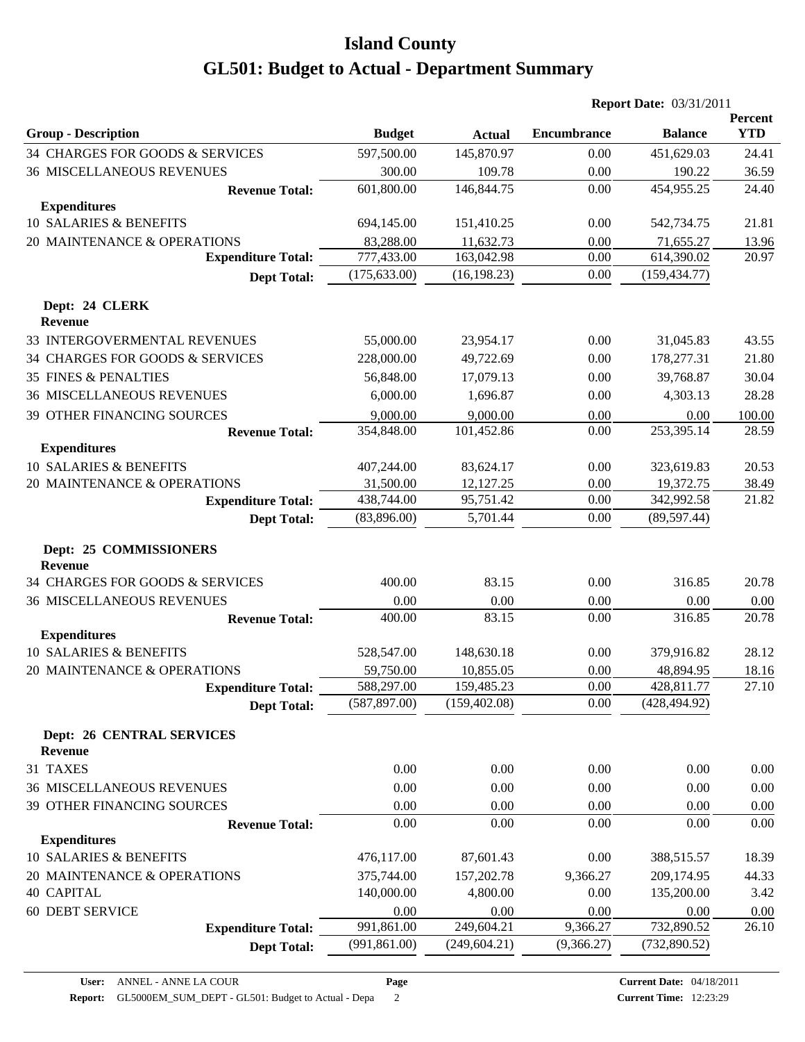# Island County

# GL501: Budget to Actual - Department Summary

**Report Date:** 03/31/2011

| Group - Description | Budget | Actual | Encumbrance | Balance | Percent YTD |
|---|---|---|---|---|---|
| 34 CHARGES FOR GOODS & SERVICES | 597,500.00 | 145,870.97 | 0.00 | 451,629.03 | 24.41 |
| 36 MISCELLANEOUS REVENUES | 300.00 | 109.78 | 0.00 | 190.22 | 36.59 |
| **Revenue Total:** | 601,800.00 | 146,844.75 | 0.00 | 454,955.25 | 24.40 |
| **Expenditures** | | | | | |
| 10 SALARIES & BENEFITS | 694,145.00 | 151,410.25 | 0.00 | 542,734.75 | 21.81 |
| 20 MAINTENANCE & OPERATIONS | 83,288.00 | 11,632.73 | 0.00 | 71,655.27 | 13.96 |
| **Expenditure Total:** | 777,433.00 | 163,042.98 | 0.00 | 614,390.02 | 20.97 |
| **Dept Total:** | (175,633.00) | (16,198.23) | 0.00 | (159,434.77) | |
| **Dept: 24 CLERK** | | | | | |
| **Revenue** | | | | | |
| 33 INTERGOVERMENTAL REVENUES | 55,000.00 | 23,954.17 | 0.00 | 31,045.83 | 43.55 |
| 34 CHARGES FOR GOODS & SERVICES | 228,000.00 | 49,722.69 | 0.00 | 178,277.31 | 21.80 |
| 35 FINES & PENALTIES | 56,848.00 | 17,079.13 | 0.00 | 39,768.87 | 30.04 |
| 36 MISCELLANEOUS REVENUES | 6,000.00 | 1,696.87 | 0.00 | 4,303.13 | 28.28 |
| 39 OTHER FINANCING SOURCES | 9,000.00 | 9,000.00 | 0.00 | 0.00 | 100.00 |
| **Revenue Total:** | 354,848.00 | 101,452.86 | 0.00 | 253,395.14 | 28.59 |
| **Expenditures** | | | | | |
| 10 SALARIES & BENEFITS | 407,244.00 | 83,624.17 | 0.00 | 323,619.83 | 20.53 |
| 20 MAINTENANCE & OPERATIONS | 31,500.00 | 12,127.25 | 0.00 | 19,372.75 | 38.49 |
| **Expenditure Total:** | 438,744.00 | 95,751.42 | 0.00 | 342,992.58 | 21.82 |
| **Dept Total:** | (83,896.00) | 5,701.44 | 0.00 | (89,597.44) | |
| **Dept: 25 COMMISSIONERS** | | | | | |
| **Revenue** | | | | | |
| 34 CHARGES FOR GOODS & SERVICES | 400.00 | 83.15 | 0.00 | 316.85 | 20.78 |
| 36 MISCELLANEOUS REVENUES | 0.00 | 0.00 | 0.00 | 0.00 | 0.00 |
| **Revenue Total:** | 400.00 | 83.15 | 0.00 | 316.85 | 20.78 |
| **Expenditures** | | | | | |
| 10 SALARIES & BENEFITS | 528,547.00 | 148,630.18 | 0.00 | 379,916.82 | 28.12 |
| 20 MAINTENANCE & OPERATIONS | 59,750.00 | 10,855.05 | 0.00 | 48,894.95 | 18.16 |
| **Expenditure Total:** | 588,297.00 | 159,485.23 | 0.00 | 428,811.77 | 27.10 |
| **Dept Total:** | (587,897.00) | (159,402.08) | 0.00 | (428,494.92) | |
| **Dept: 26 CENTRAL SERVICES** | | | | | |
| **Revenue** | | | | | |
| 31 TAXES | 0.00 | 0.00 | 0.00 | 0.00 | 0.00 |
| 36 MISCELLANEOUS REVENUES | 0.00 | 0.00 | 0.00 | 0.00 | 0.00 |
| 39 OTHER FINANCING SOURCES | 0.00 | 0.00 | 0.00 | 0.00 | 0.00 |
| **Revenue Total:** | 0.00 | 0.00 | 0.00 | 0.00 | 0.00 |
| **Expenditures** | | | | | |
| 10 SALARIES & BENEFITS | 476,117.00 | 87,601.43 | 0.00 | 388,515.57 | 18.39 |
| 20 MAINTENANCE & OPERATIONS | 375,744.00 | 157,202.78 | 9,366.27 | 209,174.95 | 44.33 |
| 40 CAPITAL | 140,000.00 | 4,800.00 | 0.00 | 135,200.00 | 3.42 |
| 60 DEBT SERVICE | 0.00 | 0.00 | 0.00 | 0.00 | 0.00 |
| **Expenditure Total:** | 991,861.00 | 249,604.21 | 9,366.27 | 732,890.52 | 26.10 |
| **Dept Total:** | (991,861.00) | (249,604.21) | (9,366.27) | (732,890.52) | |

**User:** ANNEL - ANNE LA COUR
**Report:** GL5000EM_SUM_DEPT - GL501: Budget to Actual - Depa
**Current Date:** 04/18/2011
**Current Time:** 12:23:29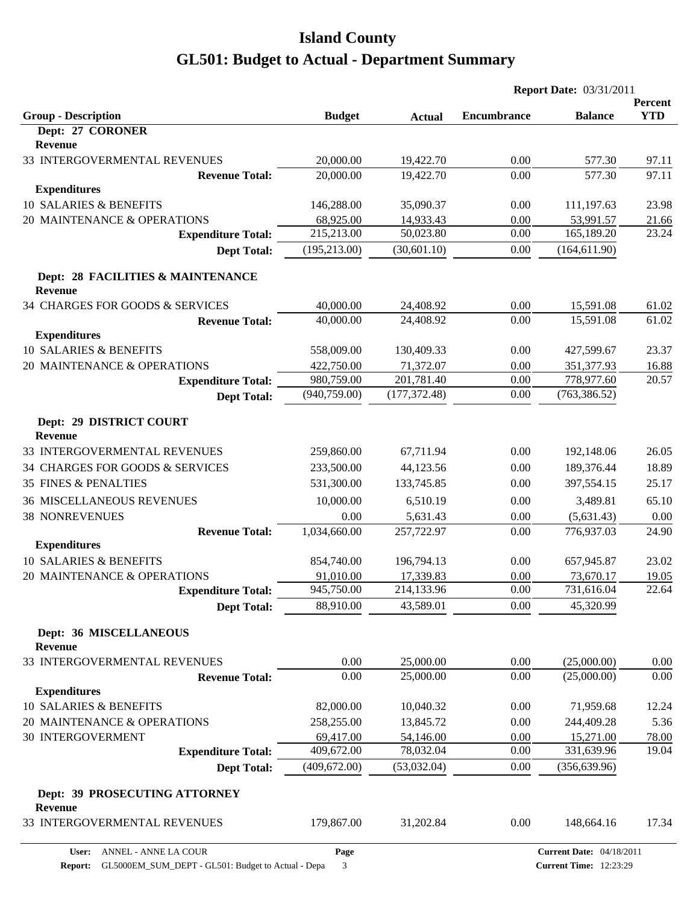# Island County

# GL501: Budget to Actual - Department Summary

**Report Date:** 03/31/2011

| Group - Description | Budget | Actual | Encumbrance | Balance | Percent YTD |
|---|---|---|---|---|---|
| **Dept: 27 CORONER** | | | | | |
| **Revenue** | | | | | |
| 33 INTERGOVERMENTAL REVENUES | 20,000.00 | 19,422.70 | 0.00 | 577.30 | 97.11 |
| **Revenue Total:** | 20,000.00 | 19,422.70 | 0.00 | 577.30 | 97.11 |
| **Expenditures** | | | | | |
| 10 SALARIES & BENEFITS | 146,288.00 | 35,090.37 | 0.00 | 111,197.63 | 23.98 |
| 20 MAINTENANCE & OPERATIONS | 68,925.00 | 14,933.43 | 0.00 | 53,991.57 | 21.66 |
| **Expenditure Total:** | 215,213.00 | 50,023.80 | 0.00 | 165,189.20 | 23.24 |
| **Dept Total:** | (195,213.00) | (30,601.10) | 0.00 | (164,611.90) | |
| **Dept: 28 FACILITIES & MAINTENANCE** | | | | | |
| **Revenue** | | | | | |
| 34 CHARGES FOR GOODS & SERVICES | 40,000.00 | 24,408.92 | 0.00 | 15,591.08 | 61.02 |
| **Revenue Total:** | 40,000.00 | 24,408.92 | 0.00 | 15,591.08 | 61.02 |
| **Expenditures** | | | | | |
| 10 SALARIES & BENEFITS | 558,009.00 | 130,409.33 | 0.00 | 427,599.67 | 23.37 |
| 20 MAINTENANCE & OPERATIONS | 422,750.00 | 71,372.07 | 0.00 | 351,377.93 | 16.88 |
| **Expenditure Total:** | 980,759.00 | 201,781.40 | 0.00 | 778,977.60 | 20.57 |
| **Dept Total:** | (940,759.00) | (177,372.48) | 0.00 | (763,386.52) | |
| **Dept: 29 DISTRICT COURT** | | | | | |
| **Revenue** | | | | | |
| 33 INTERGOVERMENTAL REVENUES | 259,860.00 | 67,711.94 | 0.00 | 192,148.06 | 26.05 |
| 34 CHARGES FOR GOODS & SERVICES | 233,500.00 | 44,123.56 | 0.00 | 189,376.44 | 18.89 |
| 35 FINES & PENALTIES | 531,300.00 | 133,745.85 | 0.00 | 397,554.15 | 25.17 |
| 36 MISCELLANEOUS REVENUES | 10,000.00 | 6,510.19 | 0.00 | 3,489.81 | 65.10 |
| 38 NONREVENUES | 0.00 | 5,631.43 | 0.00 | (5,631.43) | 0.00 |
| **Revenue Total:** | 1,034,660.00 | 257,722.97 | 0.00 | 776,937.03 | 24.90 |
| **Expenditures** | | | | | |
| 10 SALARIES & BENEFITS | 854,740.00 | 196,794.13 | 0.00 | 657,945.87 | 23.02 |
| 20 MAINTENANCE & OPERATIONS | 91,010.00 | 17,339.83 | 0.00 | 73,670.17 | 19.05 |
| **Expenditure Total:** | 945,750.00 | 214,133.96 | 0.00 | 731,616.04 | 22.64 |
| **Dept Total:** | 88,910.00 | 43,589.01 | 0.00 | 45,320.99 | |
| **Dept: 36 MISCELLANEOUS** | | | | | |
| **Revenue** | | | | | |
| 33 INTERGOVERMENTAL REVENUES | 0.00 | 25,000.00 | 0.00 | (25,000.00) | 0.00 |
| **Revenue Total:** | 0.00 | 25,000.00 | 0.00 | (25,000.00) | 0.00 |
| **Expenditures** | | | | | |
| 10 SALARIES & BENEFITS | 82,000.00 | 10,040.32 | 0.00 | 71,959.68 | 12.24 |
| 20 MAINTENANCE & OPERATIONS | 258,255.00 | 13,845.72 | 0.00 | 244,409.28 | 5.36 |
| 30 INTERGOVERMENT | 69,417.00 | 54,146.00 | 0.00 | 15,271.00 | 78.00 |
| **Expenditure Total:** | 409,672.00 | 78,032.04 | 0.00 | 331,639.96 | 19.04 |
| **Dept Total:** | (409,672.00) | (53,032.04) | 0.00 | (356,639.96) | |
| **Dept: 39 PROSECUTING ATTORNEY** | | | | | |
| **Revenue** | | | | | |
| 33 INTERGOVERMENTAL REVENUES | 179,867.00 | 31,202.84 | 0.00 | 148,664.16 | 17.34 |

**User:** ANNEL - ANNE LA COUR
**Report:** GL5000EM_SUM_DEPT - GL501: Budget to Actual - Depa
**Current Date:** 04/18/2011
**Current Time:** 12:23:29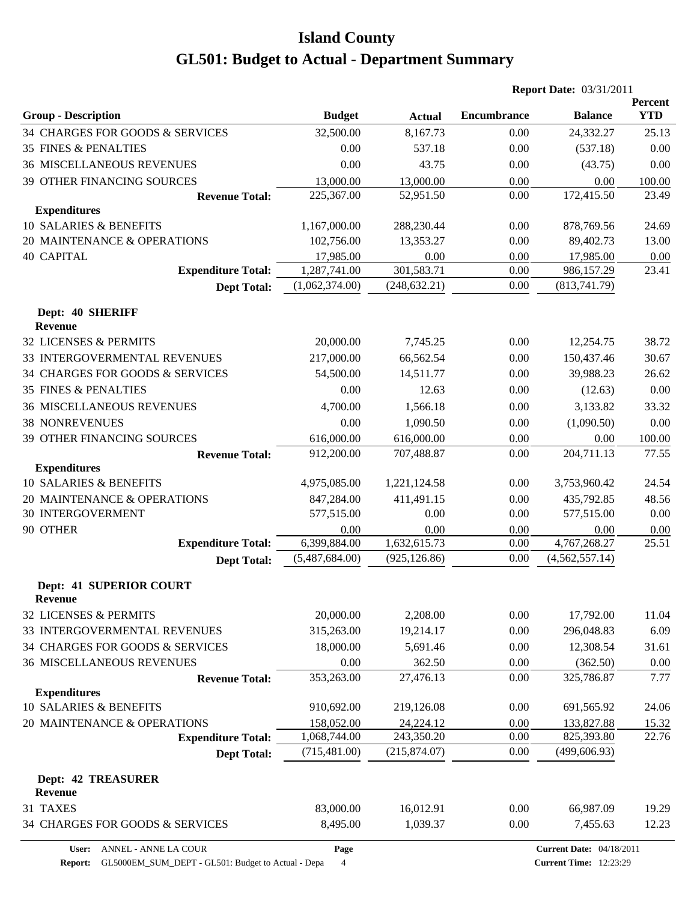# Island County

# GL501: Budget to Actual - Department Summary

**Report Date:** 03/31/2011

| Group - Description | Budget | Actual | Encumbrance | Balance | Percent YTD |
|---|---|---|---|---|---|
| 34 CHARGES FOR GOODS & SERVICES | 32,500.00 | 8,167.73 | 0.00 | 24,332.27 | 25.13 |
| 35 FINES & PENALTIES | 0.00 | 537.18 | 0.00 | (537.18) | 0.00 |
| 36 MISCELLANEOUS REVENUES | 0.00 | 43.75 | 0.00 | (43.75) | 0.00 |
| 39 OTHER FINANCING SOURCES | 13,000.00 | 13,000.00 | 0.00 | 0.00 | 100.00 |
| **Revenue Total:** | 225,367.00 | 52,951.50 | 0.00 | 172,415.50 | 23.49 |
| **Expenditures** | | | | | |
| 10 SALARIES & BENEFITS | 1,167,000.00 | 288,230.44 | 0.00 | 878,769.56 | 24.69 |
| 20 MAINTENANCE & OPERATIONS | 102,756.00 | 13,353.27 | 0.00 | 89,402.73 | 13.00 |
| 40 CAPITAL | 17,985.00 | 0.00 | 0.00 | 17,985.00 | 0.00 |
| **Expenditure Total:** | 1,287,741.00 | 301,583.71 | 0.00 | 986,157.29 | 23.41 |
| **Dept Total:** | (1,062,374.00) | (248,632.21) | 0.00 | (813,741.79) | |
| **Dept: 40 SHERIFF** | | | | | |
| **Revenue** | | | | | |
| 32 LICENSES & PERMITS | 20,000.00 | 7,745.25 | 0.00 | 12,254.75 | 38.72 |
| 33 INTERGOVERMENTAL REVENUES | 217,000.00 | 66,562.54 | 0.00 | 150,437.46 | 30.67 |
| 34 CHARGES FOR GOODS & SERVICES | 54,500.00 | 14,511.77 | 0.00 | 39,988.23 | 26.62 |
| 35 FINES & PENALTIES | 0.00 | 12.63 | 0.00 | (12.63) | 0.00 |
| 36 MISCELLANEOUS REVENUES | 4,700.00 | 1,566.18 | 0.00 | 3,133.82 | 33.32 |
| 38 NONREVENUES | 0.00 | 1,090.50 | 0.00 | (1,090.50) | 0.00 |
| 39 OTHER FINANCING SOURCES | 616,000.00 | 616,000.00 | 0.00 | 0.00 | 100.00 |
| **Revenue Total:** | 912,200.00 | 707,488.87 | 0.00 | 204,711.13 | 77.55 |
| **Expenditures** | | | | | |
| 10 SALARIES & BENEFITS | 4,975,085.00 | 1,221,124.58 | 0.00 | 3,753,960.42 | 24.54 |
| 20 MAINTENANCE & OPERATIONS | 847,284.00 | 411,491.15 | 0.00 | 435,792.85 | 48.56 |
| 30 INTERGOVERMENT | 577,515.00 | 0.00 | 0.00 | 577,515.00 | 0.00 |
| 90 OTHER | 0.00 | 0.00 | 0.00 | 0.00 | 0.00 |
| **Expenditure Total:** | 6,399,884.00 | 1,632,615.73 | 0.00 | 4,767,268.27 | 25.51 |
| **Dept Total:** | (5,487,684.00) | (925,126.86) | 0.00 | (4,562,557.14) | |
| **Dept: 41 SUPERIOR COURT** | | | | | |
| **Revenue** | | | | | |
| 32 LICENSES & PERMITS | 20,000.00 | 2,208.00 | 0.00 | 17,792.00 | 11.04 |
| 33 INTERGOVERMENTAL REVENUES | 315,263.00 | 19,214.17 | 0.00 | 296,048.83 | 6.09 |
| 34 CHARGES FOR GOODS & SERVICES | 18,000.00 | 5,691.46 | 0.00 | 12,308.54 | 31.61 |
| 36 MISCELLANEOUS REVENUES | 0.00 | 362.50 | 0.00 | (362.50) | 0.00 |
| **Revenue Total:** | 353,263.00 | 27,476.13 | 0.00 | 325,786.87 | 7.77 |
| **Expenditures** | | | | | |
| 10 SALARIES & BENEFITS | 910,692.00 | 219,126.08 | 0.00 | 691,565.92 | 24.06 |
| 20 MAINTENANCE & OPERATIONS | 158,052.00 | 24,224.12 | 0.00 | 133,827.88 | 15.32 |
| **Expenditure Total:** | 1,068,744.00 | 243,350.20 | 0.00 | 825,393.80 | 22.76 |
| **Dept Total:** | (715,481.00) | (215,874.07) | 0.00 | (499,606.93) | |
| **Dept: 42 TREASURER** | | | | | |
| **Revenue** | | | | | |
| 31 TAXES | 83,000.00 | 16,012.91 | 0.00 | 66,987.09 | 19.29 |
| 34 CHARGES FOR GOODS & SERVICES | 8,495.00 | 1,039.37 | 0.00 | 7,455.63 | 12.23 |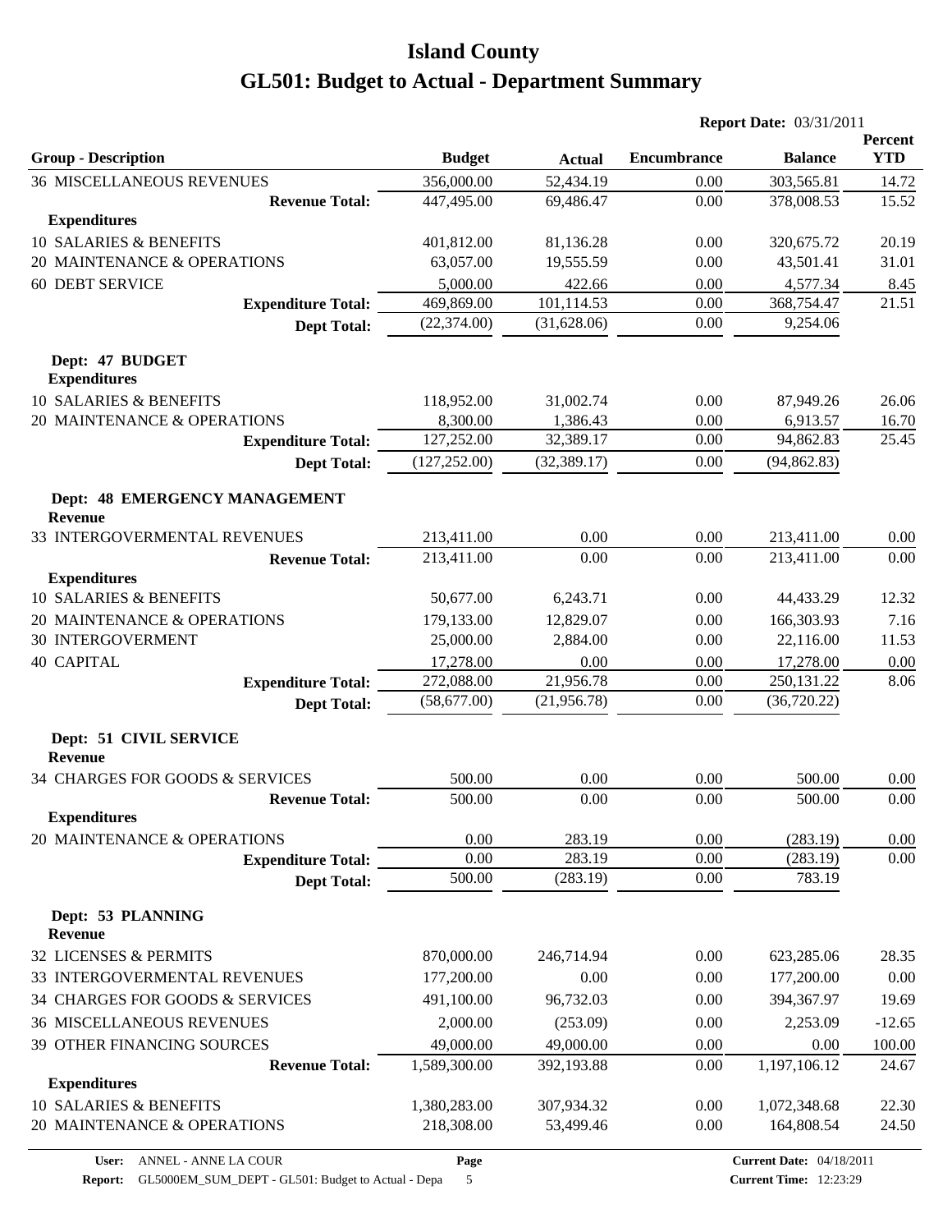# Island County

# GL501: Budget to Actual - Department Summary

**Report Date:** 03/31/2011

| Group - Description | Budget | Actual | Encumbrance | Balance | Percent YTD |
|---|---|---|---|---|---|
| 36 MISCELLANEOUS REVENUES | 356,000.00 | 52,434.19 | 0.00 | 303,565.81 | 14.72 |
| **Revenue Total:** | 447,495.00 | 69,486.47 | 0.00 | 378,008.53 | 15.52 |
| **Expenditures** | | | | | |
| 10 SALARIES & BENEFITS | 401,812.00 | 81,136.28 | 0.00 | 320,675.72 | 20.19 |
| 20 MAINTENANCE & OPERATIONS | 63,057.00 | 19,555.59 | 0.00 | 43,501.41 | 31.01 |
| 60 DEBT SERVICE | 5,000.00 | 422.66 | 0.00 | 4,577.34 | 8.45 |
| **Expenditure Total:** | 469,869.00 | 101,114.53 | 0.00 | 368,754.47 | 21.51 |
| **Dept Total:** | (22,374.00) | (31,628.06) | 0.00 | 9,254.06 | |
| **Dept: 47 BUDGET** | | | | | |
| **Expenditures** | | | | | |
| 10 SALARIES & BENEFITS | 118,952.00 | 31,002.74 | 0.00 | 87,949.26 | 26.06 |
| 20 MAINTENANCE & OPERATIONS | 8,300.00 | 1,386.43 | 0.00 | 6,913.57 | 16.70 |
| **Expenditure Total:** | 127,252.00 | 32,389.17 | 0.00 | 94,862.83 | 25.45 |
| **Dept Total:** | (127,252.00) | (32,389.17) | 0.00 | (94,862.83) | |
| **Dept: 48 EMERGENCY MANAGEMENT** | | | | | |
| **Revenue** | | | | | |
| 33 INTERGOVERMENTAL REVENUES | 213,411.00 | 0.00 | 0.00 | 213,411.00 | 0.00 |
| **Revenue Total:** | 213,411.00 | 0.00 | 0.00 | 213,411.00 | 0.00 |
| **Expenditures** | | | | | |
| 10 SALARIES & BENEFITS | 50,677.00 | 6,243.71 | 0.00 | 44,433.29 | 12.32 |
| 20 MAINTENANCE & OPERATIONS | 179,133.00 | 12,829.07 | 0.00 | 166,303.93 | 7.16 |
| 30 INTERGOVERMENT | 25,000.00 | 2,884.00 | 0.00 | 22,116.00 | 11.53 |
| 40 CAPITAL | 17,278.00 | 0.00 | 0.00 | 17,278.00 | 0.00 |
| **Expenditure Total:** | 272,088.00 | 21,956.78 | 0.00 | 250,131.22 | 8.06 |
| **Dept Total:** | (58,677.00) | (21,956.78) | 0.00 | (36,720.22) | |
| **Dept: 51 CIVIL SERVICE** | | | | | |
| **Revenue** | | | | | |
| 34 CHARGES FOR GOODS & SERVICES | 500.00 | 0.00 | 0.00 | 500.00 | 0.00 |
| **Revenue Total:** | 500.00 | 0.00 | 0.00 | 500.00 | 0.00 |
| **Expenditures** | | | | | |
| 20 MAINTENANCE & OPERATIONS | 0.00 | 283.19 | 0.00 | (283.19) | 0.00 |
| **Expenditure Total:** | 0.00 | 283.19 | 0.00 | (283.19) | 0.00 |
| **Dept Total:** | 500.00 | (283.19) | 0.00 | 783.19 | |
| **Dept: 53 PLANNING** | | | | | |
| **Revenue** | | | | | |
| 32 LICENSES & PERMITS | 870,000.00 | 246,714.94 | 0.00 | 623,285.06 | 28.35 |
| 33 INTERGOVERMENTAL REVENUES | 177,200.00 | 0.00 | 0.00 | 177,200.00 | 0.00 |
| 34 CHARGES FOR GOODS & SERVICES | 491,100.00 | 96,732.03 | 0.00 | 394,367.97 | 19.69 |
| 36 MISCELLANEOUS REVENUES | 2,000.00 | (253.09) | 0.00 | 2,253.09 | -12.65 |
| 39 OTHER FINANCING SOURCES | 49,000.00 | 49,000.00 | 0.00 | 0.00 | 100.00 |
| **Revenue Total:** | 1,589,300.00 | 392,193.88 | 0.00 | 1,197,106.12 | 24.67 |
| **Expenditures** | | | | | |
| 10 SALARIES & BENEFITS | 1,380,283.00 | 307,934.32 | 0.00 | 1,072,348.68 | 22.30 |
| 20 MAINTENANCE & OPERATIONS | 218,308.00 | 53,499.46 | 0.00 | 164,808.54 | 24.50 |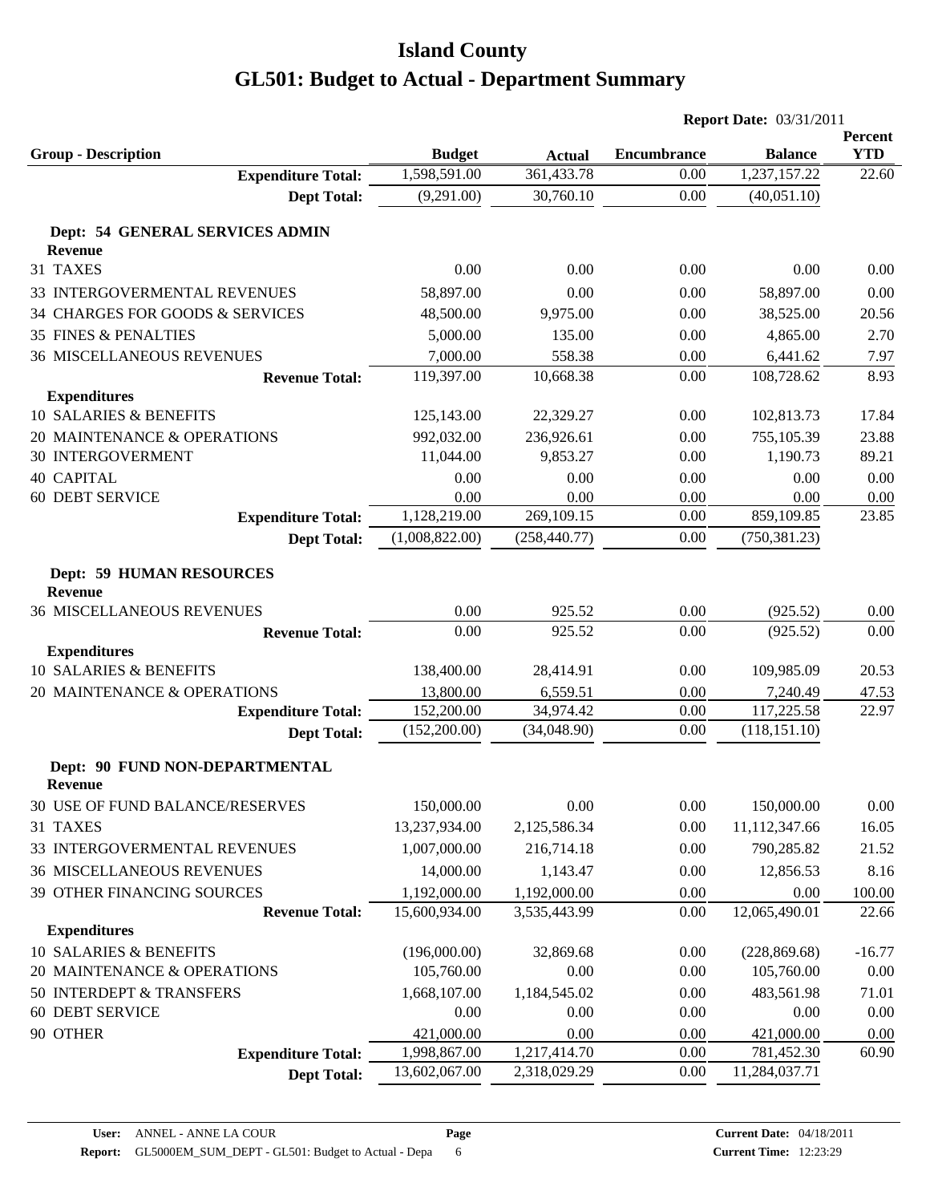# Island County

# GL501: Budget to Actual - Department Summary

**Report Date:** 03/31/2011

| Group - Description | Budget | Actual | Encumbrance | Balance | Percent YTD |
|---|---|---|---|---|---|
| **Expenditure Total:** | 1,598,591.00 | 361,433.78 | 0.00 | 1,237,157.22 | 22.60 |
| **Dept Total:** | (9,291.00) | 30,760.10 | 0.00 | (40,051.10) | |
| **Dept: 54 GENERAL SERVICES ADMIN** | | | | | |
| **Revenue** | | | | | |
| 31 TAXES | 0.00 | 0.00 | 0.00 | 0.00 | 0.00 |
| 33 INTERGOVERMENTAL REVENUES | 58,897.00 | 0.00 | 0.00 | 58,897.00 | 0.00 |
| 34 CHARGES FOR GOODS & SERVICES | 48,500.00 | 9,975.00 | 0.00 | 38,525.00 | 20.56 |
| 35 FINES & PENALTIES | 5,000.00 | 135.00 | 0.00 | 4,865.00 | 2.70 |
| 36 MISCELLANEOUS REVENUES | 7,000.00 | 558.38 | 0.00 | 6,441.62 | 7.97 |
| **Revenue Total:** | 119,397.00 | 10,668.38 | 0.00 | 108,728.62 | 8.93 |
| **Expenditures** | | | | | |
| 10 SALARIES & BENEFITS | 125,143.00 | 22,329.27 | 0.00 | 102,813.73 | 17.84 |
| 20 MAINTENANCE & OPERATIONS | 992,032.00 | 236,926.61 | 0.00 | 755,105.39 | 23.88 |
| 30 INTERGOVERMENT | 11,044.00 | 9,853.27 | 0.00 | 1,190.73 | 89.21 |
| 40 CAPITAL | 0.00 | 0.00 | 0.00 | 0.00 | 0.00 |
| 60 DEBT SERVICE | 0.00 | 0.00 | 0.00 | 0.00 | 0.00 |
| **Expenditure Total:** | 1,128,219.00 | 269,109.15 | 0.00 | 859,109.85 | 23.85 |
| **Dept Total:** | (1,008,822.00) | (258,440.77) | 0.00 | (750,381.23) | |
| **Dept: 59 HUMAN RESOURCES** | | | | | |
| **Revenue** | | | | | |
| 36 MISCELLANEOUS REVENUES | 0.00 | 925.52 | 0.00 | (925.52) | 0.00 |
| **Revenue Total:** | 0.00 | 925.52 | 0.00 | (925.52) | 0.00 |
| **Expenditures** | | | | | |
| 10 SALARIES & BENEFITS | 138,400.00 | 28,414.91 | 0.00 | 109,985.09 | 20.53 |
| 20 MAINTENANCE & OPERATIONS | 13,800.00 | 6,559.51 | 0.00 | 7,240.49 | 47.53 |
| **Expenditure Total:** | 152,200.00 | 34,974.42 | 0.00 | 117,225.58 | 22.97 |
| **Dept Total:** | (152,200.00) | (34,048.90) | 0.00 | (118,151.10) | |
| **Dept: 90 FUND NON-DEPARTMENTAL** | | | | | |
| **Revenue** | | | | | |
| 30 USE OF FUND BALANCE/RESERVES | 150,000.00 | 0.00 | 0.00 | 150,000.00 | 0.00 |
| 31 TAXES | 13,237,934.00 | 2,125,586.34 | 0.00 | 11,112,347.66 | 16.05 |
| 33 INTERGOVERMENTAL REVENUES | 1,007,000.00 | 216,714.18 | 0.00 | 790,285.82 | 21.52 |
| 36 MISCELLANEOUS REVENUES | 14,000.00 | 1,143.47 | 0.00 | 12,856.53 | 8.16 |
| 39 OTHER FINANCING SOURCES | 1,192,000.00 | 1,192,000.00 | 0.00 | 0.00 | 100.00 |
| **Revenue Total:** | 15,600,934.00 | 3,535,443.99 | 0.00 | 12,065,490.01 | 22.66 |
| **Expenditures** | | | | | |
| 10 SALARIES & BENEFITS | (196,000.00) | 32,869.68 | 0.00 | (228,869.68) | -16.77 |
| 20 MAINTENANCE & OPERATIONS | 105,760.00 | 0.00 | 0.00 | 105,760.00 | 0.00 |
| 50 INTERDEPT & TRANSFERS | 1,668,107.00 | 1,184,545.02 | 0.00 | 483,561.98 | 71.01 |
| 60 DEBT SERVICE | 0.00 | 0.00 | 0.00 | 0.00 | 0.00 |
| 90 OTHER | 421,000.00 | 0.00 | 0.00 | 421,000.00 | 0.00 |
| **Expenditure Total:** | 1,998,867.00 | 1,217,414.70 | 0.00 | 781,452.30 | 60.90 |
| **Dept Total:** | 13,602,067.00 | 2,318,029.29 | 0.00 | 11,284,037.71 | |

**User:** ANNEL - ANNE LA COUR
**Report:** GL5000EM_SUM_DEPT - GL501: Budget to Actual - Depa
**Current Date:** 04/18/2011
**Current Time:** 12:23:29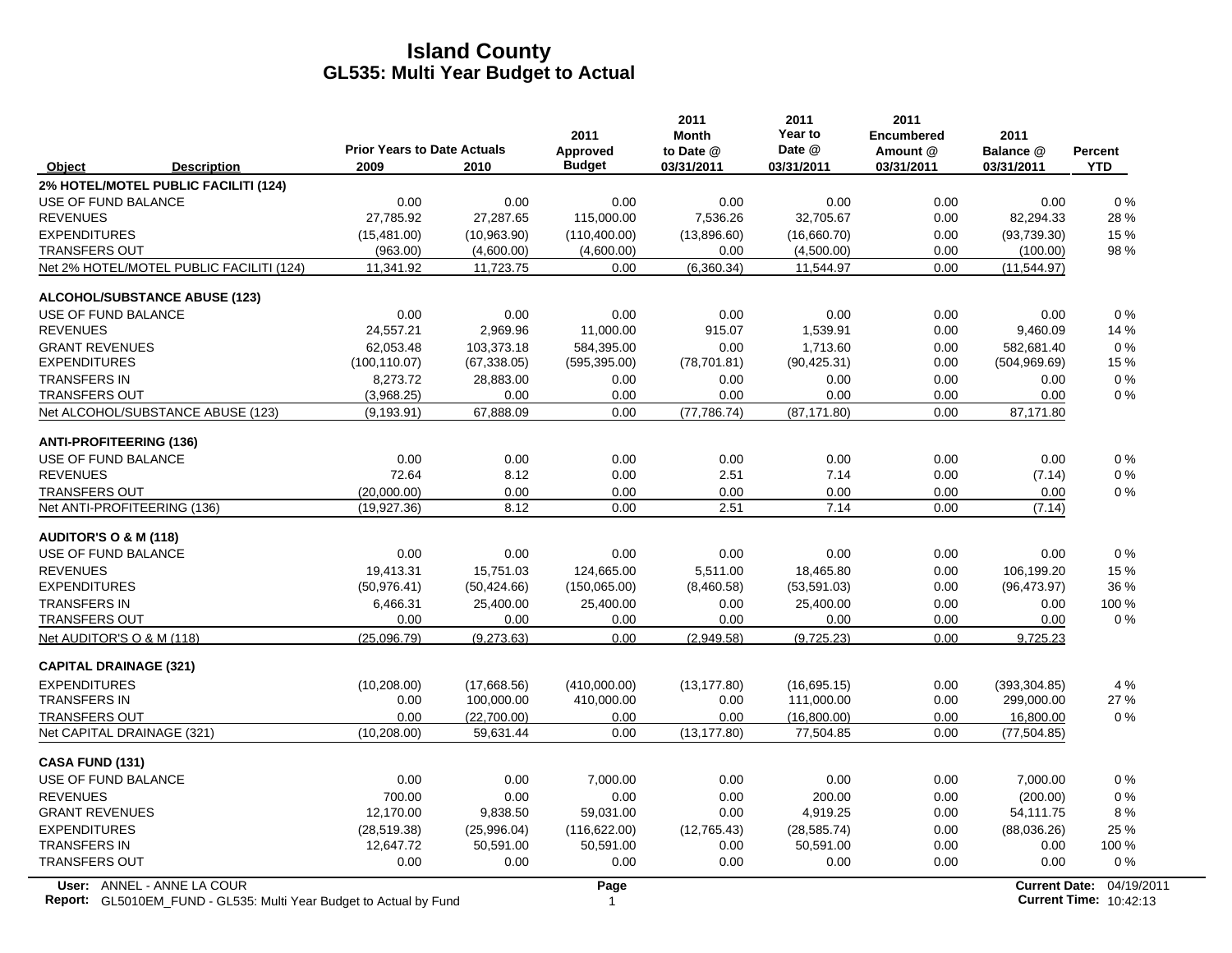# Island County
## GL535: Multi Year Budget to Actual

| Object | Description | Prior Years to Date Actuals 2009 | 2010 | 2011 Approved Budget | 2011 Month to Date @ 03/31/2011 | 2011 Year to Date @ 03/31/2011 | 2011 Encumbered Amount @ 03/31/2011 | 2011 Balance @ 03/31/2011 | Percent YTD |
|---|---|---|---|---|---|---|---|---|---|
| **2% HOTEL/MOTEL PUBLIC FACILITI (124)** | | | | | | | | | |
| USE OF FUND BALANCE | | 0.00 | 0.00 | 0.00 | 0.00 | 0.00 | 0.00 | 0.00 | 0 % |
| REVENUES | | 27,785.92 | 27,287.65 | 115,000.00 | 7,536.26 | 32,705.67 | 0.00 | 82,294.33 | 28 % |
| EXPENDITURES | | (15,481.00) | (10,963.90) | (110,400.00) | (13,896.60) | (16,660.70) | 0.00 | (93,739.30) | 15 % |
| TRANSFERS OUT | | (963.00) | (4,600.00) | (4,600.00) | 0.00 | (4,500.00) | 0.00 | (100.00) | 98 % |
| Net 2% HOTEL/MOTEL PUBLIC FACILITI (124) | | 11,341.92 | 11,723.75 | 0.00 | (6,360.34) | 11,544.97 | 0.00 | (11,544.97) | |
| **ALCOHOL/SUBSTANCE ABUSE (123)** | | | | | | | | | |
| USE OF FUND BALANCE | | 0.00 | 0.00 | 0.00 | 0.00 | 0.00 | 0.00 | 0.00 | 0 % |
| REVENUES | | 24,557.21 | 2,969.96 | 11,000.00 | 915.07 | 1,539.91 | 0.00 | 9,460.09 | 14 % |
| GRANT REVENUES | | 62,053.48 | 103,373.18 | 584,395.00 | 0.00 | 1,713.60 | 0.00 | 582,681.40 | 0 % |
| EXPENDITURES | | (100,110.07) | (67,338.05) | (595,395.00) | (78,701.81) | (90,425.31) | 0.00 | (504,969.69) | 15 % |
| TRANSFERS IN | | 8,273.72 | 28,883.00 | 0.00 | 0.00 | 0.00 | 0.00 | 0.00 | 0 % |
| TRANSFERS OUT | | (3,968.25) | 0.00 | 0.00 | 0.00 | 0.00 | 0.00 | 0.00 | 0 % |
| Net ALCOHOL/SUBSTANCE ABUSE (123) | | (9,193.91) | 67,888.09 | 0.00 | (77,786.74) | (87,171.80) | 0.00 | 87,171.80 | |
| **ANTI-PROFITEERING (136)** | | | | | | | | | |
| USE OF FUND BALANCE | | 0.00 | 0.00 | 0.00 | 0.00 | 0.00 | 0.00 | 0.00 | 0 % |
| REVENUES | | 72.64 | 8.12 | 0.00 | 2.51 | 7.14 | 0.00 | (7.14) | 0 % |
| TRANSFERS OUT | | (20,000.00) | 0.00 | 0.00 | 0.00 | 0.00 | 0.00 | 0.00 | 0 % |
| Net ANTI-PROFITEERING (136) | | (19,927.36) | 8.12 | 0.00 | 2.51 | 7.14 | 0.00 | (7.14) | |
| **AUDITOR'S O & M (118)** | | | | | | | | | |
| USE OF FUND BALANCE | | 0.00 | 0.00 | 0.00 | 0.00 | 0.00 | 0.00 | 0.00 | 0 % |
| REVENUES | | 19,413.31 | 15,751.03 | 124,665.00 | 5,511.00 | 18,465.80 | 0.00 | 106,199.20 | 15 % |
| EXPENDITURES | | (50,976.41) | (50,424.66) | (150,065.00) | (8,460.58) | (53,591.03) | 0.00 | (96,473.97) | 36 % |
| TRANSFERS IN | | 6,466.31 | 25,400.00 | 25,400.00 | 0.00 | 25,400.00 | 0.00 | 0.00 | 100 % |
| TRANSFERS OUT | | 0.00 | 0.00 | 0.00 | 0.00 | 0.00 | 0.00 | 0.00 | 0 % |
| Net AUDITOR'S O & M (118) | | (25,096.79) | (9,273.63) | 0.00 | (2,949.58) | (9,725.23) | 0.00 | 9,725.23 | |
| **CAPITAL DRAINAGE (321)** | | | | | | | | | |
| EXPENDITURES | | (10,208.00) | (17,668.56) | (410,000.00) | (13,177.80) | (16,695.15) | 0.00 | (393,304.85) | 4 % |
| TRANSFERS IN | | 0.00 | 100,000.00 | 410,000.00 | 0.00 | 111,000.00 | 0.00 | 299,000.00 | 27 % |
| TRANSFERS OUT | | 0.00 | (22,700.00) | 0.00 | 0.00 | (16,800.00) | 0.00 | 16,800.00 | 0 % |
| Net CAPITAL DRAINAGE (321) | | (10,208.00) | 59,631.44 | 0.00 | (13,177.80) | 77,504.85 | 0.00 | (77,504.85) | |
| **CASA FUND (131)** | | | | | | | | | |
| USE OF FUND BALANCE | | 0.00 | 0.00 | 7,000.00 | 0.00 | 0.00 | 0.00 | 7,000.00 | 0 % |
| REVENUES | | 700.00 | 0.00 | 0.00 | 0.00 | 200.00 | 0.00 | (200.00) | 0 % |
| GRANT REVENUES | | 12,170.00 | 9,838.50 | 59,031.00 | 0.00 | 4,919.25 | 0.00 | 54,111.75 | 8 % |
| EXPENDITURES | | (28,519.38) | (25,996.04) | (116,622.00) | (12,765.43) | (28,585.74) | 0.00 | (88,036.26) | 25 % |
| TRANSFERS IN | | 12,647.72 | 50,591.00 | 50,591.00 | 0.00 | 50,591.00 | 0.00 | 0.00 | 100 % |
| TRANSFERS OUT | | 0.00 | 0.00 | 0.00 | 0.00 | 0.00 | 0.00 | 0.00 | 0 % |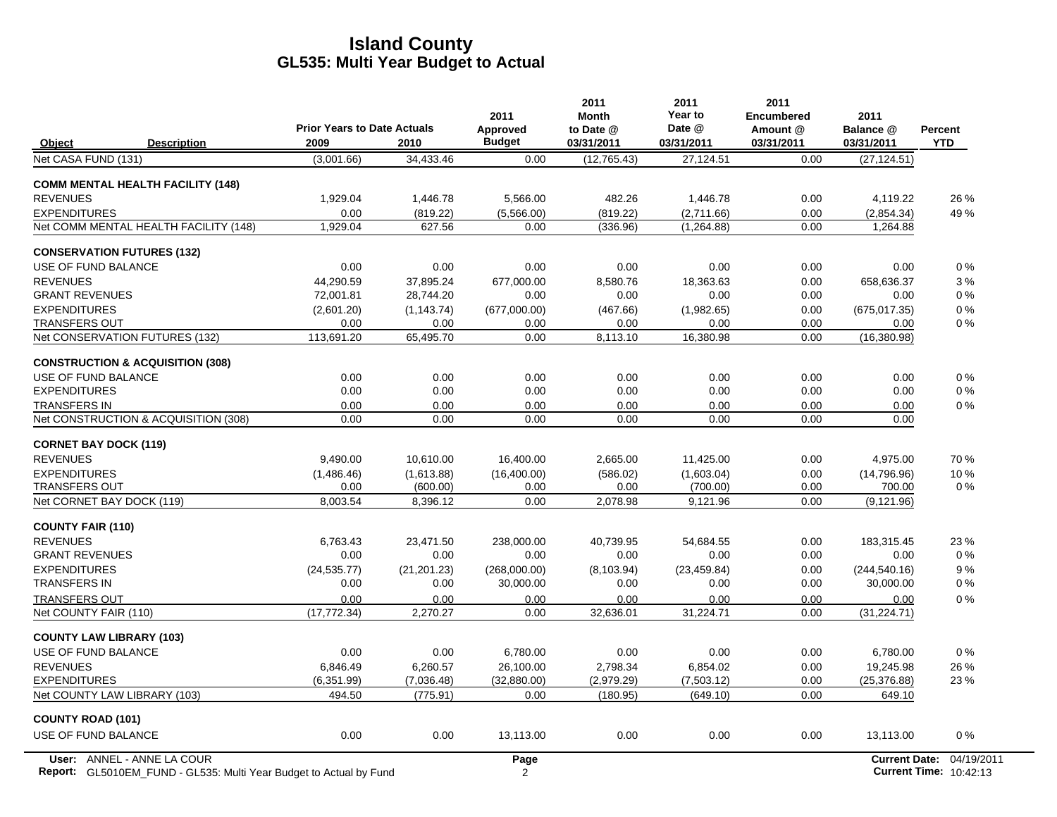# Island County
## GL535: Multi Year Budget to Actual

| Object | Description | Prior Years to Date Actuals 2009 | 2010 | 2011 Approved Budget | 2011 Month to Date @ 03/31/2011 | 2011 Year to Date @ 03/31/2011 | 2011 Encumbered Amount @ 03/31/2011 | 2011 Balance @ 03/31/2011 | Percent YTD |
|---|---|---|---|---|---|---|---|---|---|
| Net CASA FUND (131) | | (3,001.66) | 34,433.46 | 0.00 | (12,765.43) | 27,124.51 | 0.00 | (27,124.51) | |
| **COMM MENTAL HEALTH FACILITY (148)** | | | | | | | | | |
| REVENUES | | 1,929.04 | 1,446.78 | 5,566.00 | 482.26 | 1,446.78 | 0.00 | 4,119.22 | 26 % |
| EXPENDITURES | | 0.00 | (819.22) | (5,566.00) | (819.22) | (2,711.66) | 0.00 | (2,854.34) | 49 % |
| Net COMM MENTAL HEALTH FACILITY (148) | | 1,929.04 | 627.56 | 0.00 | (336.96) | (1,264.88) | 0.00 | 1,264.88 | |
| **CONSERVATION FUTURES (132)** | | | | | | | | | |
| USE OF FUND BALANCE | | 0.00 | 0.00 | 0.00 | 0.00 | 0.00 | 0.00 | 0.00 | 0 % |
| REVENUES | | 44,290.59 | 37,895.24 | 677,000.00 | 8,580.76 | 18,363.63 | 0.00 | 658,636.37 | 3 % |
| GRANT REVENUES | | 72,001.81 | 28,744.20 | 0.00 | 0.00 | 0.00 | 0.00 | 0.00 | 0 % |
| EXPENDITURES | | (2,601.20) | (1,143.74) | (677,000.00) | (467.66) | (1,982.65) | 0.00 | (675,017.35) | 0 % |
| TRANSFERS OUT | | 0.00 | 0.00 | 0.00 | 0.00 | 0.00 | 0.00 | 0.00 | 0 % |
| Net CONSERVATION FUTURES (132) | | 113,691.20 | 65,495.70 | 0.00 | 8,113.10 | 16,380.98 | 0.00 | (16,380.98) | |
| **CONSTRUCTION & ACQUISITION (308)** | | | | | | | | | |
| USE OF FUND BALANCE | | 0.00 | 0.00 | 0.00 | 0.00 | 0.00 | 0.00 | 0.00 | 0 % |
| EXPENDITURES | | 0.00 | 0.00 | 0.00 | 0.00 | 0.00 | 0.00 | 0.00 | 0 % |
| TRANSFERS IN | | 0.00 | 0.00 | 0.00 | 0.00 | 0.00 | 0.00 | 0.00 | 0 % |
| Net CONSTRUCTION & ACQUISITION (308) | | 0.00 | 0.00 | 0.00 | 0.00 | 0.00 | 0.00 | 0.00 | |
| **CORNET BAY DOCK (119)** | | | | | | | | | |
| REVENUES | | 9,490.00 | 10,610.00 | 16,400.00 | 2,665.00 | 11,425.00 | 0.00 | 4,975.00 | 70 % |
| EXPENDITURES | | (1,486.46) | (1,613.88) | (16,400.00) | (586.02) | (1,603.04) | 0.00 | (14,796.96) | 10 % |
| TRANSFERS OUT | | 0.00 | (600.00) | 0.00 | 0.00 | (700.00) | 0.00 | 700.00 | 0 % |
| Net CORNET BAY DOCK (119) | | 8,003.54 | 8,396.12 | 0.00 | 2,078.98 | 9,121.96 | 0.00 | (9,121.96) | |
| **COUNTY FAIR (110)** | | | | | | | | | |
| REVENUES | | 6,763.43 | 23,471.50 | 238,000.00 | 40,739.95 | 54,684.55 | 0.00 | 183,315.45 | 23 % |
| GRANT REVENUES | | 0.00 | 0.00 | 0.00 | 0.00 | 0.00 | 0.00 | 0.00 | 0 % |
| EXPENDITURES | | (24,535.77) | (21,201.23) | (268,000.00) | (8,103.94) | (23,459.84) | 0.00 | (244,540.16) | 9 % |
| TRANSFERS IN | | 0.00 | 0.00 | 30,000.00 | 0.00 | 0.00 | 0.00 | 30,000.00 | 0 % |
| TRANSFERS OUT | | 0.00 | 0.00 | 0.00 | 0.00 | 0.00 | 0.00 | 0.00 | 0 % |
| Net COUNTY FAIR (110) | | (17,772.34) | 2,270.27 | 0.00 | 32,636.01 | 31,224.71 | 0.00 | (31,224.71) | |
| **COUNTY LAW LIBRARY (103)** | | | | | | | | | |
| USE OF FUND BALANCE | | 0.00 | 0.00 | 6,780.00 | 0.00 | 0.00 | 0.00 | 6,780.00 | 0 % |
| REVENUES | | 6,846.49 | 6,260.57 | 26,100.00 | 2,798.34 | 6,854.02 | 0.00 | 19,245.98 | 26 % |
| EXPENDITURES | | (6,351.99) | (7,036.48) | (32,880.00) | (2,979.29) | (7,503.12) | 0.00 | (25,376.88) | 23 % |
| Net COUNTY LAW LIBRARY (103) | | 494.50 | (775.91) | 0.00 | (180.95) | (649.10) | 0.00 | 649.10 | |
| **COUNTY ROAD (101)** | | | | | | | | | |
| USE OF FUND BALANCE | | 0.00 | 0.00 | 13,113.00 | 0.00 | 0.00 | 0.00 | 13,113.00 | 0 % |

User: ANNEL - ANNE LA COUR
Report: GL5010EM_FUND - GL535: Multi Year Budget to Actual by Fund
Current Date: 04/19/2011
Current Time: 10:42:13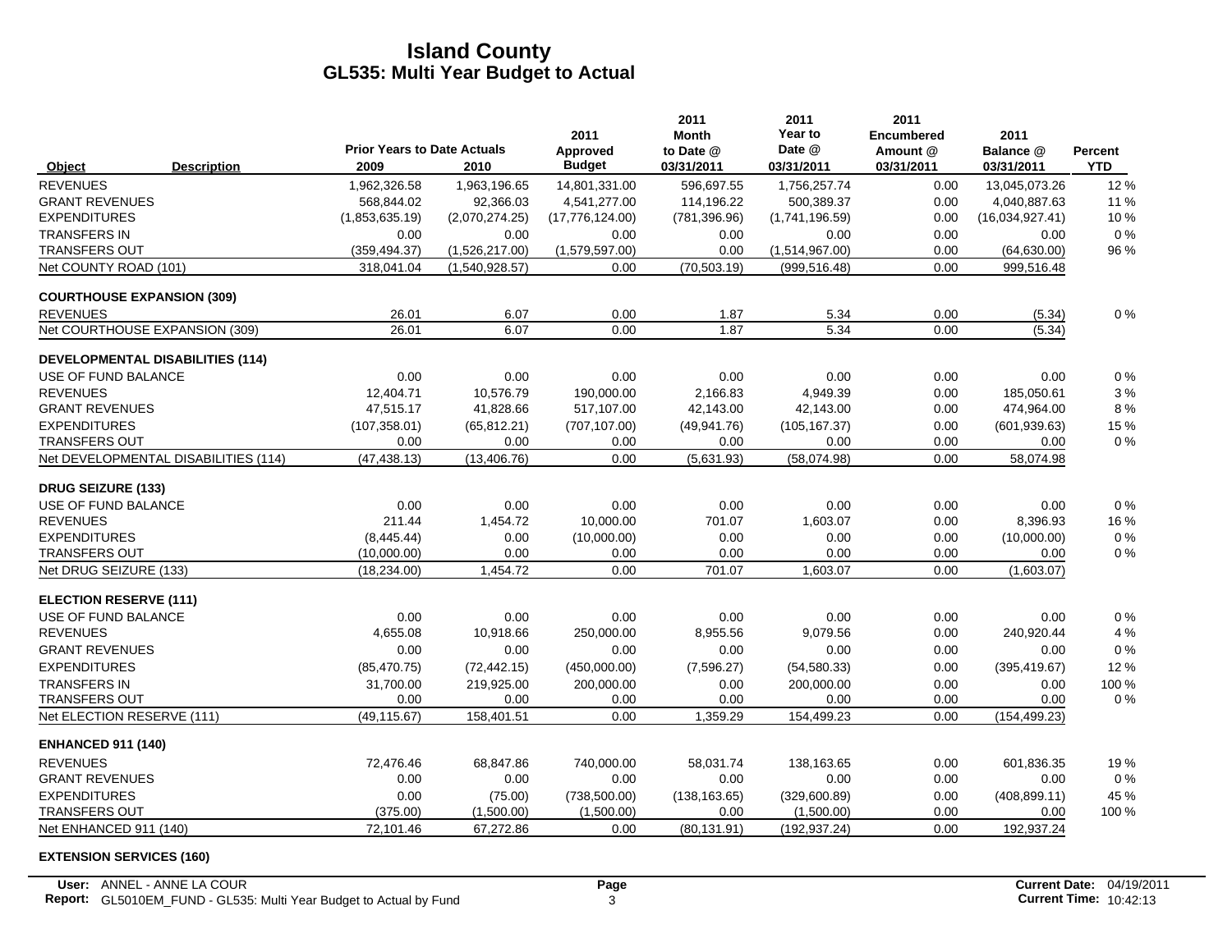# Island County
## GL535: Multi Year Budget to Actual

| Object | Description | Prior Years to Date Actuals 2009 | 2010 | 2011 Approved Budget | 2011 Month to Date @ 03/31/2011 | 2011 Year to Date @ 03/31/2011 | 2011 Encumbered Amount @ 03/31/2011 | 2011 Balance @ 03/31/2011 | Percent YTD |
|---|---|---|---|---|---|---|---|---|---|
| REVENUES | | 1,962,326.58 | 1,963,196.65 | 14,801,331.00 | 596,697.55 | 1,756,257.74 | 0.00 | 13,045,073.26 | 12 % |
| GRANT REVENUES | | 568,844.02 | 92,366.03 | 4,541,277.00 | 114,196.22 | 500,389.37 | 0.00 | 4,040,887.63 | 11 % |
| EXPENDITURES | | (1,853,635.19) | (2,070,274.25) | (17,776,124.00) | (781,396.96) | (1,741,196.59) | 0.00 | (16,034,927.41) | 10 % |
| TRANSFERS IN | | 0.00 | 0.00 | 0.00 | 0.00 | 0.00 | 0.00 | 0.00 | 0 % |
| TRANSFERS OUT | | (359,494.37) | (1,526,217.00) | (1,579,597.00) | 0.00 | (1,514,967.00) | 0.00 | (64,630.00) | 96 % |
| Net COUNTY ROAD (101) | | 318,041.04 | (1,540,928.57) | 0.00 | (70,503.19) | (999,516.48) | 0.00 | 999,516.48 | |
| **COURTHOUSE EXPANSION (309)** | | | | | | | | | |
| REVENUES | | 26.01 | 6.07 | 0.00 | 1.87 | 5.34 | 0.00 | (5.34) | 0 % |
| Net COURTHOUSE EXPANSION (309) | | 26.01 | 6.07 | 0.00 | 1.87 | 5.34 | 0.00 | (5.34) | |
| **DEVELOPMENTAL DISABILITIES (114)** | | | | | | | | | |
| USE OF FUND BALANCE | | 0.00 | 0.00 | 0.00 | 0.00 | 0.00 | 0.00 | 0.00 | 0 % |
| REVENUES | | 12,404.71 | 10,576.79 | 190,000.00 | 2,166.83 | 4,949.39 | 0.00 | 185,050.61 | 3 % |
| GRANT REVENUES | | 47,515.17 | 41,828.66 | 517,107.00 | 42,143.00 | 42,143.00 | 0.00 | 474,964.00 | 8 % |
| EXPENDITURES | | (107,358.01) | (65,812.21) | (707,107.00) | (49,941.76) | (105,167.37) | 0.00 | (601,939.63) | 15 % |
| TRANSFERS OUT | | 0.00 | 0.00 | 0.00 | 0.00 | 0.00 | 0.00 | 0.00 | 0 % |
| Net DEVELOPMENTAL DISABILITIES (114) | | (47,438.13) | (13,406.76) | 0.00 | (5,631.93) | (58,074.98) | 0.00 | 58,074.98 | |
| **DRUG SEIZURE (133)** | | | | | | | | | |
| USE OF FUND BALANCE | | 0.00 | 0.00 | 0.00 | 0.00 | 0.00 | 0.00 | 0.00 | 0 % |
| REVENUES | | 211.44 | 1,454.72 | 10,000.00 | 701.07 | 1,603.07 | 0.00 | 8,396.93 | 16 % |
| EXPENDITURES | | (8,445.44) | 0.00 | (10,000.00) | 0.00 | 0.00 | 0.00 | (10,000.00) | 0 % |
| TRANSFERS OUT | | (10,000.00) | 0.00 | 0.00 | 0.00 | 0.00 | 0.00 | 0.00 | 0 % |
| Net DRUG SEIZURE (133) | | (18,234.00) | 1,454.72 | 0.00 | 701.07 | 1,603.07 | 0.00 | (1,603.07) | |
| **ELECTION RESERVE (111)** | | | | | | | | | |
| USE OF FUND BALANCE | | 0.00 | 0.00 | 0.00 | 0.00 | 0.00 | 0.00 | 0.00 | 0 % |
| REVENUES | | 4,655.08 | 10,918.66 | 250,000.00 | 8,955.56 | 9,079.56 | 0.00 | 240,920.44 | 4 % |
| GRANT REVENUES | | 0.00 | 0.00 | 0.00 | 0.00 | 0.00 | 0.00 | 0.00 | 0 % |
| EXPENDITURES | | (85,470.75) | (72,442.15) | (450,000.00) | (7,596.27) | (54,580.33) | 0.00 | (395,419.67) | 12 % |
| TRANSFERS IN | | 31,700.00 | 219,925.00 | 200,000.00 | 0.00 | 200,000.00 | 0.00 | 0.00 | 100 % |
| TRANSFERS OUT | | 0.00 | 0.00 | 0.00 | 0.00 | 0.00 | 0.00 | 0.00 | 0 % |
| Net ELECTION RESERVE (111) | | (49,115.67) | 158,401.51 | 0.00 | 1,359.29 | 154,499.23 | 0.00 | (154,499.23) | |
| **ENHANCED 911 (140)** | | | | | | | | | |
| REVENUES | | 72,476.46 | 68,847.86 | 740,000.00 | 58,031.74 | 138,163.65 | 0.00 | 601,836.35 | 19 % |
| GRANT REVENUES | | 0.00 | 0.00 | 0.00 | 0.00 | 0.00 | 0.00 | 0.00 | 0 % |
| EXPENDITURES | | 0.00 | (75.00) | (738,500.00) | (138,163.65) | (329,600.89) | 0.00 | (408,899.11) | 45 % |
| TRANSFERS OUT | | (375.00) | (1,500.00) | (1,500.00) | 0.00 | (1,500.00) | 0.00 | 0.00 | 100 % |
| Net ENHANCED 911 (140) | | 72,101.46 | 67,272.86 | 0.00 | (80,131.91) | (192,937.24) | 0.00 | 192,937.24 | |
| **EXTENSION SERVICES (160)** | | | | | | | | | |

User: ANNEL - ANNE LA COUR
Report: GL5010EM_FUND - GL535: Multi Year Budget to Actual by Fund
Current Date: 04/19/2011
Current Time: 10:42:13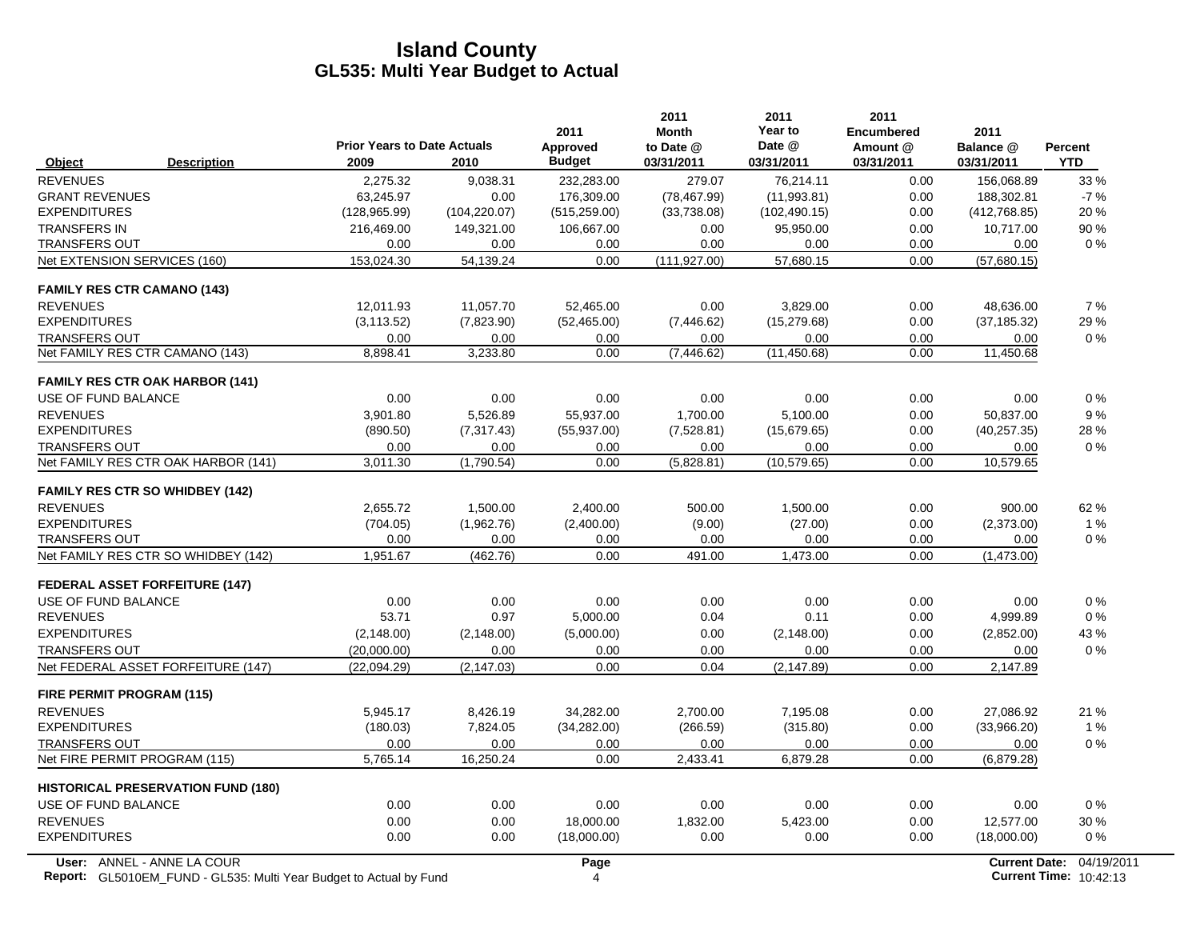# Island County
## GL535: Multi Year Budget to Actual

| Object | Description | Prior Years to Date Actuals 2009 | 2010 | 2011 Approved Budget | 2011 Month to Date @ 03/31/2011 | 2011 Year to Date @ 03/31/2011 | 2011 Encumbered Amount @ 03/31/2011 | 2011 Balance @ 03/31/2011 | Percent YTD |
|---|---|---|---|---|---|---|---|---|---|
| REVENUES | | 2,275.32 | 9,038.31 | 232,283.00 | 279.07 | 76,214.11 | 0.00 | 156,068.89 | 33 % |
| GRANT REVENUES | | 63,245.97 | 0.00 | 176,309.00 | (78,467.99) | (11,993.81) | 0.00 | 188,302.81 | -7 % |
| EXPENDITURES | | (128,965.99) | (104,220.07) | (515,259.00) | (33,738.08) | (102,490.15) | 0.00 | (412,768.85) | 20 % |
| TRANSFERS IN | | 216,469.00 | 149,321.00 | 106,667.00 | 0.00 | 95,950.00 | 0.00 | 10,717.00 | 90 % |
| TRANSFERS OUT | | 0.00 | 0.00 | 0.00 | 0.00 | 0.00 | 0.00 | 0.00 | 0 % |
| Net EXTENSION SERVICES (160) | | 153,024.30 | 54,139.24 | 0.00 | (111,927.00) | 57,680.15 | 0.00 | (57,680.15) | |
| **FAMILY RES CTR CAMANO (143)** | | | | | | | | | |
| REVENUES | | 12,011.93 | 11,057.70 | 52,465.00 | 0.00 | 3,829.00 | 0.00 | 48,636.00 | 7 % |
| EXPENDITURES | | (3,113.52) | (7,823.90) | (52,465.00) | (7,446.62) | (15,279.68) | 0.00 | (37,185.32) | 29 % |
| TRANSFERS OUT | | 0.00 | 0.00 | 0.00 | 0.00 | 0.00 | 0.00 | 0.00 | 0 % |
| Net FAMILY RES CTR CAMANO (143) | | 8,898.41 | 3,233.80 | 0.00 | (7,446.62) | (11,450.68) | 0.00 | 11,450.68 | |
| **FAMILY RES CTR OAK HARBOR (141)** | | | | | | | | | |
| USE OF FUND BALANCE | | 0.00 | 0.00 | 0.00 | 0.00 | 0.00 | 0.00 | 0.00 | 0 % |
| REVENUES | | 3,901.80 | 5,526.89 | 55,937.00 | 1,700.00 | 5,100.00 | 0.00 | 50,837.00 | 9 % |
| EXPENDITURES | | (890.50) | (7,317.43) | (55,937.00) | (7,528.81) | (15,679.65) | 0.00 | (40,257.35) | 28 % |
| TRANSFERS OUT | | 0.00 | 0.00 | 0.00 | 0.00 | 0.00 | 0.00 | 0.00 | 0 % |
| Net FAMILY RES CTR OAK HARBOR (141) | | 3,011.30 | (1,790.54) | 0.00 | (5,828.81) | (10,579.65) | 0.00 | 10,579.65 | |
| **FAMILY RES CTR SO WHIDBEY (142)** | | | | | | | | | |
| REVENUES | | 2,655.72 | 1,500.00 | 2,400.00 | 500.00 | 1,500.00 | 0.00 | 900.00 | 62 % |
| EXPENDITURES | | (704.05) | (1,962.76) | (2,400.00) | (9.00) | (27.00) | 0.00 | (2,373.00) | 1 % |
| TRANSFERS OUT | | 0.00 | 0.00 | 0.00 | 0.00 | 0.00 | 0.00 | 0.00 | 0 % |
| Net FAMILY RES CTR SO WHIDBEY (142) | | 1,951.67 | (462.76) | 0.00 | 491.00 | 1,473.00 | 0.00 | (1,473.00) | |
| **FEDERAL ASSET FORFEITURE (147)** | | | | | | | | | |
| USE OF FUND BALANCE | | 0.00 | 0.00 | 0.00 | 0.00 | 0.00 | 0.00 | 0.00 | 0 % |
| REVENUES | | 53.71 | 0.97 | 5,000.00 | 0.04 | 0.11 | 0.00 | 4,999.89 | 0 % |
| EXPENDITURES | | (2,148.00) | (2,148.00) | (5,000.00) | 0.00 | (2,148.00) | 0.00 | (2,852.00) | 43 % |
| TRANSFERS OUT | | (20,000.00) | 0.00 | 0.00 | 0.00 | 0.00 | 0.00 | 0.00 | 0 % |
| Net FEDERAL ASSET FORFEITURE (147) | | (22,094.29) | (2,147.03) | 0.00 | 0.04 | (2,147.89) | 0.00 | 2,147.89 | |
| **FIRE PERMIT PROGRAM (115)** | | | | | | | | | |
| REVENUES | | 5,945.17 | 8,426.19 | 34,282.00 | 2,700.00 | 7,195.08 | 0.00 | 27,086.92 | 21 % |
| EXPENDITURES | | (180.03) | 7,824.05 | (34,282.00) | (266.59) | (315.80) | 0.00 | (33,966.20) | 1 % |
| TRANSFERS OUT | | 0.00 | 0.00 | 0.00 | 0.00 | 0.00 | 0.00 | 0.00 | 0 % |
| Net FIRE PERMIT PROGRAM (115) | | 5,765.14 | 16,250.24 | 0.00 | 2,433.41 | 6,879.28 | 0.00 | (6,879.28) | |
| **HISTORICAL PRESERVATION FUND (180)** | | | | | | | | | |
| USE OF FUND BALANCE | | 0.00 | 0.00 | 0.00 | 0.00 | 0.00 | 0.00 | 0.00 | 0 % |
| REVENUES | | 0.00 | 0.00 | 18,000.00 | 1,832.00 | 5,423.00 | 0.00 | 12,577.00 | 30 % |
| EXPENDITURES | | 0.00 | 0.00 | (18,000.00) | 0.00 | 0.00 | 0.00 | (18,000.00) | 0 % |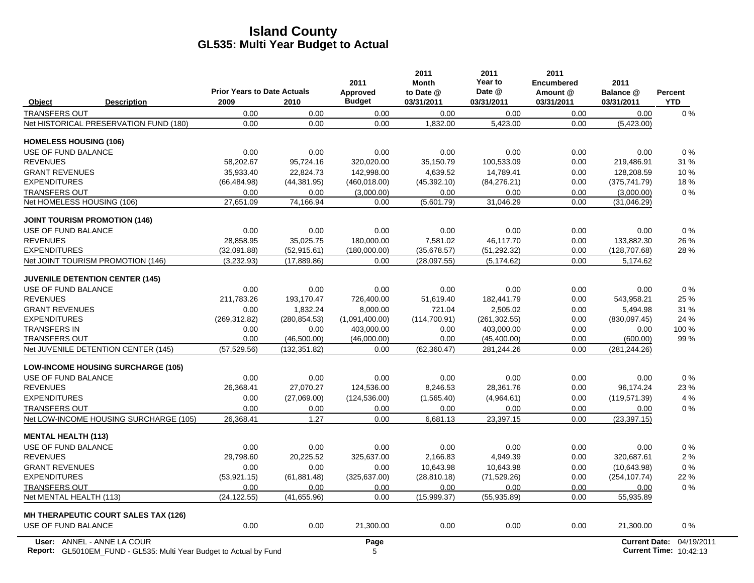# Island County
## GL535: Multi Year Budget to Actual

| Object | Description | Prior Years to Date Actuals 2009 | 2010 | 2011 Approved Budget | 2011 Month to Date @ 03/31/2011 | 2011 Year to Date @ 03/31/2011 | 2011 Encumbered Amount @ 03/31/2011 | 2011 Balance @ 03/31/2011 | Percent YTD |
|---|---|---|---|---|---|---|---|---|---|
| TRANSFERS OUT | | 0.00 | 0.00 | 0.00 | 0.00 | 0.00 | 0.00 | 0.00 | 0 % |
| Net HISTORICAL PRESERVATION FUND (180) | | 0.00 | 0.00 | 0.00 | 1,832.00 | 5,423.00 | 0.00 | (5,423.00) | |
| **HOMELESS HOUSING (106)** | | | | | | | | | |
| USE OF FUND BALANCE | | 0.00 | 0.00 | 0.00 | 0.00 | 0.00 | 0.00 | 0.00 | 0 % |
| REVENUES | | 58,202.67 | 95,724.16 | 320,020.00 | 35,150.79 | 100,533.09 | 0.00 | 219,486.91 | 31 % |
| GRANT REVENUES | | 35,933.40 | 22,824.73 | 142,998.00 | 4,639.52 | 14,789.41 | 0.00 | 128,208.59 | 10 % |
| EXPENDITURES | | (66,484.98) | (44,381.95) | (460,018.00) | (45,392.10) | (84,276.21) | 0.00 | (375,741.79) | 18 % |
| TRANSFERS OUT | | 0.00 | 0.00 | (3,000.00) | 0.00 | 0.00 | 0.00 | (3,000.00) | 0 % |
| Net HOMELESS HOUSING (106) | | 27,651.09 | 74,166.94 | 0.00 | (5,601.79) | 31,046.29 | 0.00 | (31,046.29) | |
| **JOINT TOURISM PROMOTION (146)** | | | | | | | | | |
| USE OF FUND BALANCE | | 0.00 | 0.00 | 0.00 | 0.00 | 0.00 | 0.00 | 0.00 | 0 % |
| REVENUES | | 28,858.95 | 35,025.75 | 180,000.00 | 7,581.02 | 46,117.70 | 0.00 | 133,882.30 | 26 % |
| EXPENDITURES | | (32,091.88) | (52,915.61) | (180,000.00) | (35,678.57) | (51,292.32) | 0.00 | (128,707.68) | 28 % |
| Net JOINT TOURISM PROMOTION (146) | | (3,232.93) | (17,889.86) | 0.00 | (28,097.55) | (5,174.62) | 0.00 | 5,174.62 | |
| **JUVENILE DETENTION CENTER (145)** | | | | | | | | | |
| USE OF FUND BALANCE | | 0.00 | 0.00 | 0.00 | 0.00 | 0.00 | 0.00 | 0.00 | 0 % |
| REVENUES | | 211,783.26 | 193,170.47 | 726,400.00 | 51,619.40 | 182,441.79 | 0.00 | 543,958.21 | 25 % |
| GRANT REVENUES | | 0.00 | 1,832.24 | 8,000.00 | 721.04 | 2,505.02 | 0.00 | 5,494.98 | 31 % |
| EXPENDITURES | | (269,312.82) | (280,854.53) | (1,091,400.00) | (114,700.91) | (261,302.55) | 0.00 | (830,097.45) | 24 % |
| TRANSFERS IN | | 0.00 | 0.00 | 403,000.00 | 0.00 | 403,000.00 | 0.00 | 0.00 | 100 % |
| TRANSFERS OUT | | 0.00 | (46,500.00) | (46,000.00) | 0.00 | (45,400.00) | 0.00 | (600.00) | 99 % |
| Net JUVENILE DETENTION CENTER (145) | | (57,529.56) | (132,351.82) | 0.00 | (62,360.47) | 281,244.26 | 0.00 | (281,244.26) | |
| **LOW-INCOME HOUSING SURCHARGE (105)** | | | | | | | | | |
| USE OF FUND BALANCE | | 0.00 | 0.00 | 0.00 | 0.00 | 0.00 | 0.00 | 0.00 | 0 % |
| REVENUES | | 26,368.41 | 27,070.27 | 124,536.00 | 8,246.53 | 28,361.76 | 0.00 | 96,174.24 | 23 % |
| EXPENDITURES | | 0.00 | (27,069.00) | (124,536.00) | (1,565.40) | (4,964.61) | 0.00 | (119,571.39) | 4 % |
| TRANSFERS OUT | | 0.00 | 0.00 | 0.00 | 0.00 | 0.00 | 0.00 | 0.00 | 0 % |
| Net LOW-INCOME HOUSING SURCHARGE (105) | | 26,368.41 | 1.27 | 0.00 | 6,681.13 | 23,397.15 | 0.00 | (23,397.15) | |
| **MENTAL HEALTH (113)** | | | | | | | | | |
| USE OF FUND BALANCE | | 0.00 | 0.00 | 0.00 | 0.00 | 0.00 | 0.00 | 0.00 | 0 % |
| REVENUES | | 29,798.60 | 20,225.52 | 325,637.00 | 2,166.83 | 4,949.39 | 0.00 | 320,687.61 | 2 % |
| GRANT REVENUES | | 0.00 | 0.00 | 0.00 | 10,643.98 | 10,643.98 | 0.00 | (10,643.98) | 0 % |
| EXPENDITURES | | (53,921.15) | (61,881.48) | (325,637.00) | (28,810.18) | (71,529.26) | 0.00 | (254,107.74) | 22 % |
| TRANSFERS OUT | | 0.00 | 0.00 | 0.00 | 0.00 | 0.00 | 0.00 | 0.00 | 0 % |
| Net MENTAL HEALTH (113) | | (24,122.55) | (41,655.96) | 0.00 | (15,999.37) | (55,935.89) | 0.00 | 55,935.89 | |
| **MH THERAPEUTIC COURT SALES TAX (126)** | | | | | | | | | |
| USE OF FUND BALANCE | | 0.00 | 0.00 | 21,300.00 | 0.00 | 0.00 | 0.00 | 21,300.00 | 0 % |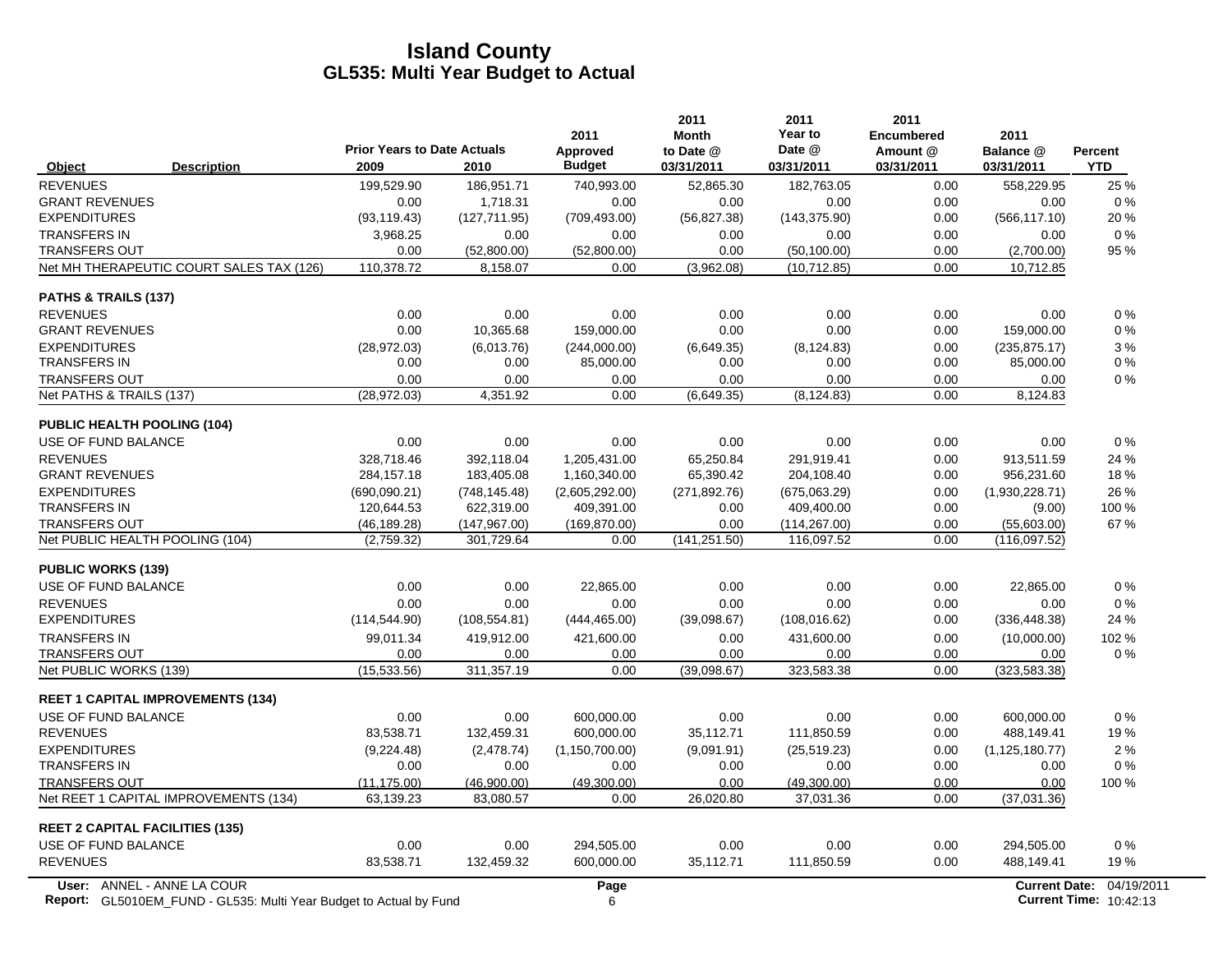# Island County
## GL535: Multi Year Budget to Actual

| Object | Description | Prior Years to Date Actuals 2009 | 2010 | 2011 Approved Budget | 2011 Month to Date @ 03/31/2011 | 2011 Year to Date @ 03/31/2011 | 2011 Encumbered Amount @ 03/31/2011 | 2011 Balance @ 03/31/2011 | Percent YTD |
|---|---|---|---|---|---|---|---|---|---|
| REVENUES | | 199,529.90 | 186,951.71 | 740,993.00 | 52,865.30 | 182,763.05 | 0.00 | 558,229.95 | 25 % |
| GRANT REVENUES | | 0.00 | 1,718.31 | 0.00 | 0.00 | 0.00 | 0.00 | 0.00 | 0 % |
| EXPENDITURES | | (93,119.43) | (127,711.95) | (709,493.00) | (56,827.38) | (143,375.90) | 0.00 | (566,117.10) | 20 % |
| TRANSFERS IN | | 3,968.25 | 0.00 | 0.00 | 0.00 | 0.00 | 0.00 | 0.00 | 0 % |
| TRANSFERS OUT | | 0.00 | (52,800.00) | (52,800.00) | 0.00 | (50,100.00) | 0.00 | (2,700.00) | 95 % |
| Net MH THERAPEUTIC COURT SALES TAX (126) | | 110,378.72 | 8,158.07 | 0.00 | (3,962.08) | (10,712.85) | 0.00 | 10,712.85 | |
| **PATHS & TRAILS (137)** | | | | | | | | | |
| REVENUES | | 0.00 | 0.00 | 0.00 | 0.00 | 0.00 | 0.00 | 0.00 | 0 % |
| GRANT REVENUES | | 0.00 | 10,365.68 | 159,000.00 | 0.00 | 0.00 | 0.00 | 159,000.00 | 0 % |
| EXPENDITURES | | (28,972.03) | (6,013.76) | (244,000.00) | (6,649.35) | (8,124.83) | 0.00 | (235,875.17) | 3 % |
| TRANSFERS IN | | 0.00 | 0.00 | 85,000.00 | 0.00 | 0.00 | 0.00 | 85,000.00 | 0 % |
| TRANSFERS OUT | | 0.00 | 0.00 | 0.00 | 0.00 | 0.00 | 0.00 | 0.00 | 0 % |
| Net PATHS & TRAILS (137) | | (28,972.03) | 4,351.92 | 0.00 | (6,649.35) | (8,124.83) | 0.00 | 8,124.83 | |
| **PUBLIC HEALTH POOLING (104)** | | | | | | | | | |
| USE OF FUND BALANCE | | 0.00 | 0.00 | 0.00 | 0.00 | 0.00 | 0.00 | 0.00 | 0 % |
| REVENUES | | 328,718.46 | 392,118.04 | 1,205,431.00 | 65,250.84 | 291,919.41 | 0.00 | 913,511.59 | 24 % |
| GRANT REVENUES | | 284,157.18 | 183,405.08 | 1,160,340.00 | 65,390.42 | 204,108.40 | 0.00 | 956,231.60 | 18 % |
| EXPENDITURES | | (690,090.21) | (748,145.48) | (2,605,292.00) | (271,892.76) | (675,063.29) | 0.00 | (1,930,228.71) | 26 % |
| TRANSFERS IN | | 120,644.53 | 622,319.00 | 409,391.00 | 0.00 | 409,400.00 | 0.00 | (9.00) | 100 % |
| TRANSFERS OUT | | (46,189.28) | (147,967.00) | (169,870.00) | 0.00 | (114,267.00) | 0.00 | (55,603.00) | 67 % |
| Net PUBLIC HEALTH POOLING (104) | | (2,759.32) | 301,729.64 | 0.00 | (141,251.50) | 116,097.52 | 0.00 | (116,097.52) | |
| **PUBLIC WORKS (139)** | | | | | | | | | |
| USE OF FUND BALANCE | | 0.00 | 0.00 | 22,865.00 | 0.00 | 0.00 | 0.00 | 22,865.00 | 0 % |
| REVENUES | | 0.00 | 0.00 | 0.00 | 0.00 | 0.00 | 0.00 | 0.00 | 0 % |
| EXPENDITURES | | (114,544.90) | (108,554.81) | (444,465.00) | (39,098.67) | (108,016.62) | 0.00 | (336,448.38) | 24 % |
| TRANSFERS IN | | 99,011.34 | 419,912.00 | 421,600.00 | 0.00 | 431,600.00 | 0.00 | (10,000.00) | 102 % |
| TRANSFERS OUT | | 0.00 | 0.00 | 0.00 | 0.00 | 0.00 | 0.00 | 0.00 | 0 % |
| Net PUBLIC WORKS (139) | | (15,533.56) | 311,357.19 | 0.00 | (39,098.67) | 323,583.38 | 0.00 | (323,583.38) | |
| **REET 1 CAPITAL IMPROVEMENTS (134)** | | | | | | | | | |
| USE OF FUND BALANCE | | 0.00 | 0.00 | 600,000.00 | 0.00 | 0.00 | 0.00 | 600,000.00 | 0 % |
| REVENUES | | 83,538.71 | 132,459.31 | 600,000.00 | 35,112.71 | 111,850.59 | 0.00 | 488,149.41 | 19 % |
| EXPENDITURES | | (9,224.48) | (2,478.74) | (1,150,700.00) | (9,091.91) | (25,519.23) | 0.00 | (1,125,180.77) | 2 % |
| TRANSFERS IN | | 0.00 | 0.00 | 0.00 | 0.00 | 0.00 | 0.00 | 0.00 | 0 % |
| TRANSFERS OUT | | (11,175.00) | (46,900.00) | (49,300.00) | 0.00 | (49,300.00) | 0.00 | 0.00 | 100 % |
| Net REET 1 CAPITAL IMPROVEMENTS (134) | | 63,139.23 | 83,080.57 | 0.00 | 26,020.80 | 37,031.36 | 0.00 | (37,031.36) | |
| **REET 2 CAPITAL FACILITIES (135)** | | | | | | | | | |
| USE OF FUND BALANCE | | 0.00 | 0.00 | 294,505.00 | 0.00 | 0.00 | 0.00 | 294,505.00 | 0 % |
| REVENUES | | 83,538.71 | 132,459.32 | 600,000.00 | 35,112.71 | 111,850.59 | 0.00 | 488,149.41 | 19 % |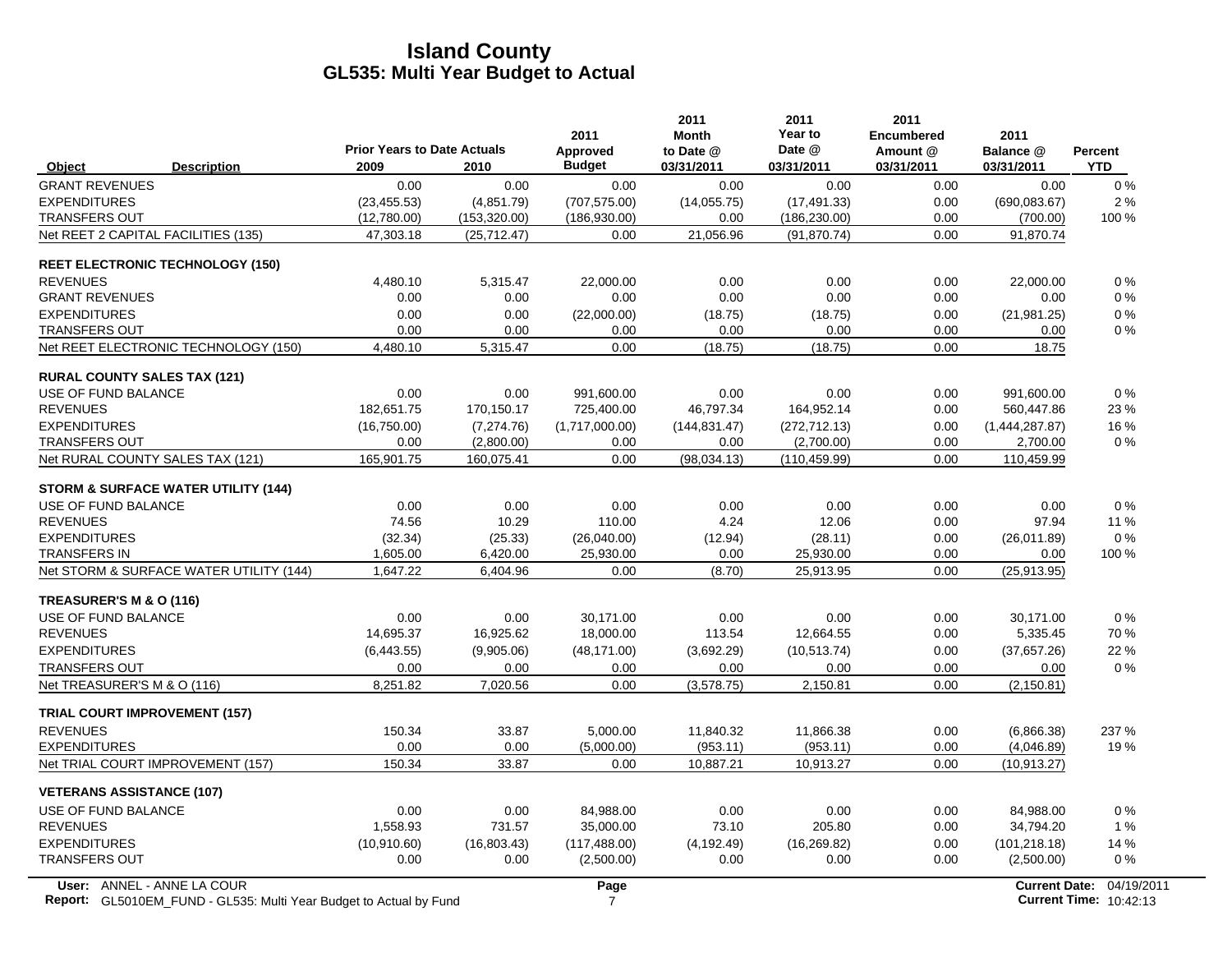# Island County
## GL535: Multi Year Budget to Actual

| Object | Description | Prior Years to Date Actuals 2009 | 2010 | 2011 Approved Budget | 2011 Month to Date @ 03/31/2011 | 2011 Year to Date @ 03/31/2011 | 2011 Encumbered Amount @ 03/31/2011 | 2011 Balance @ 03/31/2011 | Percent YTD |
|---|---|---|---|---|---|---|---|---|---|
| GRANT REVENUES | | 0.00 | 0.00 | 0.00 | 0.00 | 0.00 | 0.00 | 0.00 | 0 % |
| EXPENDITURES | | (23,455.53) | (4,851.79) | (707,575.00) | (14,055.75) | (17,491.33) | 0.00 | (690,083.67) | 2 % |
| TRANSFERS OUT | | (12,780.00) | (153,320.00) | (186,930.00) | 0.00 | (186,230.00) | 0.00 | (700.00) | 100 % |
| Net REET 2 CAPITAL FACILITIES (135) | | 47,303.18 | (25,712.47) | 0.00 | 21,056.96 | (91,870.74) | 0.00 | 91,870.74 | |
| **REET ELECTRONIC TECHNOLOGY (150)** | | | | | | | | | |
| REVENUES | | 4,480.10 | 5,315.47 | 22,000.00 | 0.00 | 0.00 | 0.00 | 22,000.00 | 0 % |
| GRANT REVENUES | | 0.00 | 0.00 | 0.00 | 0.00 | 0.00 | 0.00 | 0.00 | 0 % |
| EXPENDITURES | | 0.00 | 0.00 | (22,000.00) | (18.75) | (18.75) | 0.00 | (21,981.25) | 0 % |
| TRANSFERS OUT | | 0.00 | 0.00 | 0.00 | 0.00 | 0.00 | 0.00 | 0.00 | 0 % |
| Net REET ELECTRONIC TECHNOLOGY (150) | | 4,480.10 | 5,315.47 | 0.00 | (18.75) | (18.75) | 0.00 | 18.75 | |
| **RURAL COUNTY SALES TAX (121)** | | | | | | | | | |
| USE OF FUND BALANCE | | 0.00 | 0.00 | 991,600.00 | 0.00 | 0.00 | 0.00 | 991,600.00 | 0 % |
| REVENUES | | 182,651.75 | 170,150.17 | 725,400.00 | 46,797.34 | 164,952.14 | 0.00 | 560,447.86 | 23 % |
| EXPENDITURES | | (16,750.00) | (7,274.76) | (1,717,000.00) | (144,831.47) | (272,712.13) | 0.00 | (1,444,287.87) | 16 % |
| TRANSFERS OUT | | 0.00 | (2,800.00) | 0.00 | 0.00 | (2,700.00) | 0.00 | 2,700.00 | 0 % |
| Net RURAL COUNTY SALES TAX (121) | | 165,901.75 | 160,075.41 | 0.00 | (98,034.13) | (110,459.99) | 0.00 | 110,459.99 | |
| **STORM & SURFACE WATER UTILITY (144)** | | | | | | | | | |
| USE OF FUND BALANCE | | 0.00 | 0.00 | 0.00 | 0.00 | 0.00 | 0.00 | 0.00 | 0 % |
| REVENUES | | 74.56 | 10.29 | 110.00 | 4.24 | 12.06 | 0.00 | 97.94 | 11 % |
| EXPENDITURES | | (32.34) | (25.33) | (26,040.00) | (12.94) | (28.11) | 0.00 | (26,011.89) | 0 % |
| TRANSFERS IN | | 1,605.00 | 6,420.00 | 25,930.00 | 0.00 | 25,930.00 | 0.00 | 0.00 | 100 % |
| Net STORM & SURFACE WATER UTILITY (144) | | 1,647.22 | 6,404.96 | 0.00 | (8.70) | 25,913.95 | 0.00 | (25,913.95) | |
| **TREASURER'S M & O (116)** | | | | | | | | | |
| USE OF FUND BALANCE | | 0.00 | 0.00 | 30,171.00 | 0.00 | 0.00 | 0.00 | 30,171.00 | 0 % |
| REVENUES | | 14,695.37 | 16,925.62 | 18,000.00 | 113.54 | 12,664.55 | 0.00 | 5,335.45 | 70 % |
| EXPENDITURES | | (6,443.55) | (9,905.06) | (48,171.00) | (3,692.29) | (10,513.74) | 0.00 | (37,657.26) | 22 % |
| TRANSFERS OUT | | 0.00 | 0.00 | 0.00 | 0.00 | 0.00 | 0.00 | 0.00 | 0 % |
| Net TREASURER'S M & O (116) | | 8,251.82 | 7,020.56 | 0.00 | (3,578.75) | 2,150.81 | 0.00 | (2,150.81) | |
| **TRIAL COURT IMPROVEMENT (157)** | | | | | | | | | |
| REVENUES | | 150.34 | 33.87 | 5,000.00 | 11,840.32 | 11,866.38 | 0.00 | (6,866.38) | 237 % |
| EXPENDITURES | | 0.00 | 0.00 | (5,000.00) | (953.11) | (953.11) | 0.00 | (4,046.89) | 19 % |
| Net TRIAL COURT IMPROVEMENT (157) | | 150.34 | 33.87 | 0.00 | 10,887.21 | 10,913.27 | 0.00 | (10,913.27) | |
| **VETERANS ASSISTANCE (107)** | | | | | | | | | |
| USE OF FUND BALANCE | | 0.00 | 0.00 | 84,988.00 | 0.00 | 0.00 | 0.00 | 84,988.00 | 0 % |
| REVENUES | | 1,558.93 | 731.57 | 35,000.00 | 73.10 | 205.80 | 0.00 | 34,794.20 | 1 % |
| EXPENDITURES | | (10,910.60) | (16,803.43) | (117,488.00) | (4,192.49) | (16,269.82) | 0.00 | (101,218.18) | 14 % |
| TRANSFERS OUT | | 0.00 | 0.00 | (2,500.00) | 0.00 | 0.00 | 0.00 | (2,500.00) | 0 % |

User: ANNEL - ANNE LA COUR
Report: GL5010EM_FUND - GL535: Multi Year Budget to Actual by Fund
Page 7
Current Date: 04/19/2011
Current Time: 10:42:13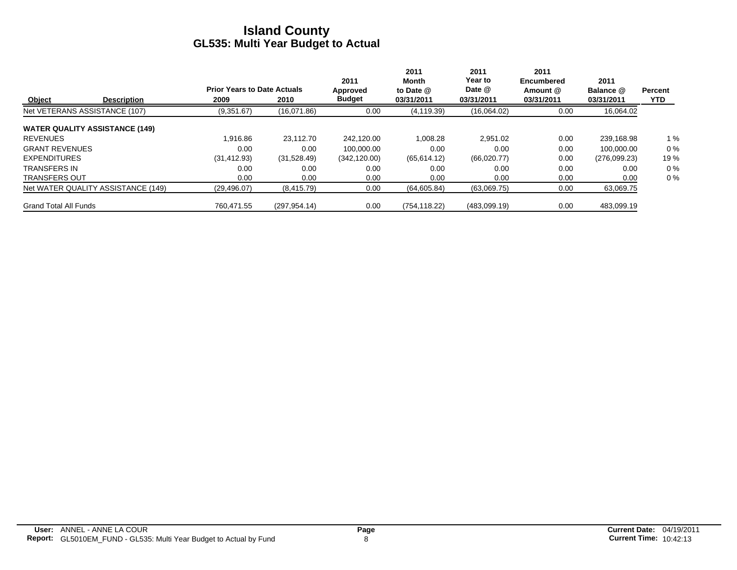# Island County
## GL535: Multi Year Budget to Actual

| Object | Description | Prior Years to Date Actuals 2009 | 2010 | 2011 Approved Budget | 2011 Month to Date @ 03/31/2011 | 2011 Year to Date @ 03/31/2011 | 2011 Encumbered Amount @ 03/31/2011 | 2011 Balance @ 03/31/2011 | Percent YTD |
|---|---|---|---|---|---|---|---|---|---|
| Net VETERANS ASSISTANCE (107) | | (9,351.67) | (16,071.86) | 0.00 | (4,119.39) | (16,064.02) | 0.00 | 16,064.02 | |
| **WATER QUALITY ASSISTANCE (149)** | | | | | | | | | |
| REVENUES | | 1,916.86 | 23,112.70 | 242,120.00 | 1,008.28 | 2,951.02 | 0.00 | 239,168.98 | 1 % |
| GRANT REVENUES | | 0.00 | 0.00 | 100,000.00 | 0.00 | 0.00 | 0.00 | 100,000.00 | 0 % |
| EXPENDITURES | | (31,412.93) | (31,528.49) | (342,120.00) | (65,614.12) | (66,020.77) | 0.00 | (276,099.23) | 19 % |
| TRANSFERS IN | | 0.00 | 0.00 | 0.00 | 0.00 | 0.00 | 0.00 | 0.00 | 0 % |
| TRANSFERS OUT | | 0.00 | 0.00 | 0.00 | 0.00 | 0.00 | 0.00 | 0.00 | 0 % |
| Net WATER QUALITY ASSISTANCE (149) | | (29,496.07) | (8,415.79) | 0.00 | (64,605.84) | (63,069.75) | 0.00 | 63,069.75 | |
| Grand Total All Funds | | 760,471.55 | (297,954.14) | 0.00 | (754,118.22) | (483,099.19) | 0.00 | 483,099.19 | |

**User:** ANNEL - ANNE LA COUR
**Report:** GL5010EM_FUND - GL535: Multi Year Budget to Actual by Fund
**Current Date:** 04/19/2011
**Current Time:** 10:42:13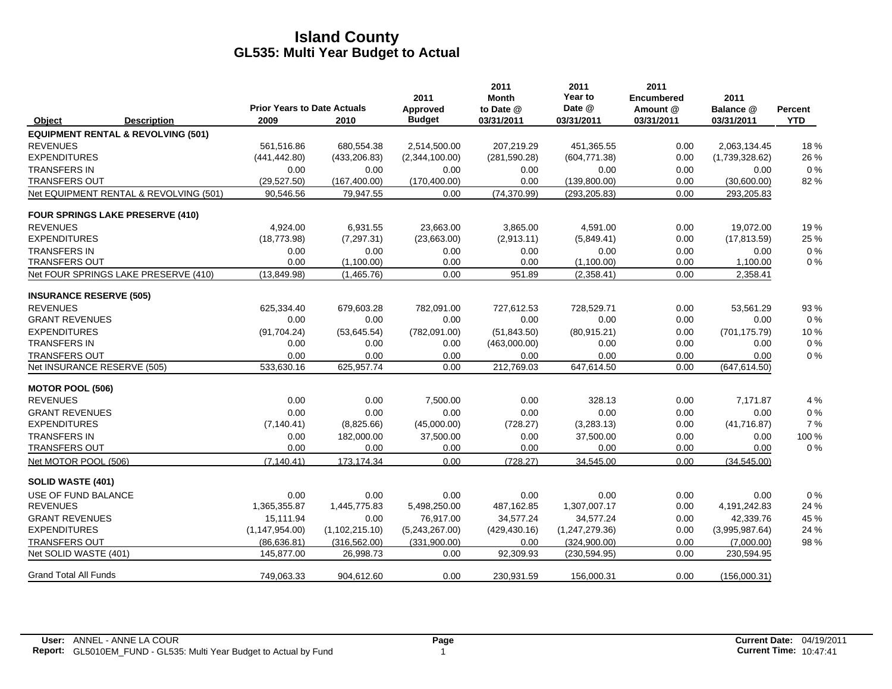# Island County
## GL535: Multi Year Budget to Actual

| Object | Description | Prior Years to Date Actuals 2009 | 2010 | 2011 Approved Budget | 2011 Month to Date @ 03/31/2011 | 2011 Year to Date @ 03/31/2011 | 2011 Encumbered Amount @ 03/31/2011 | 2011 Balance @ 03/31/2011 | Percent YTD |
|---|---|---|---|---|---|---|---|---|---|
| **EQUIPMENT RENTAL & REVOLVING (501)** | | | | | | | | | |
| REVENUES | | 561,516.86 | 680,554.38 | 2,514,500.00 | 207,219.29 | 451,365.55 | 0.00 | 2,063,134.45 | 18 % |
| EXPENDITURES | | (441,442.80) | (433,206.83) | (2,344,100.00) | (281,590.28) | (604,771.38) | 0.00 | (1,739,328.62) | 26 % |
| TRANSFERS IN | | 0.00 | 0.00 | 0.00 | 0.00 | 0.00 | 0.00 | 0.00 | 0 % |
| TRANSFERS OUT | | (29,527.50) | (167,400.00) | (170,400.00) | 0.00 | (139,800.00) | 0.00 | (30,600.00) | 82 % |
| Net EQUIPMENT RENTAL & REVOLVING (501) | | 90,546.56 | 79,947.55 | 0.00 | (74,370.99) | (293,205.83) | 0.00 | 293,205.83 | |
| **FOUR SPRINGS LAKE PRESERVE (410)** | | | | | | | | | |
| REVENUES | | 4,924.00 | 6,931.55 | 23,663.00 | 3,865.00 | 4,591.00 | 0.00 | 19,072.00 | 19 % |
| EXPENDITURES | | (18,773.98) | (7,297.31) | (23,663.00) | (2,913.11) | (5,849.41) | 0.00 | (17,813.59) | 25 % |
| TRANSFERS IN | | 0.00 | 0.00 | 0.00 | 0.00 | 0.00 | 0.00 | 0.00 | 0 % |
| TRANSFERS OUT | | 0.00 | (1,100.00) | 0.00 | 0.00 | (1,100.00) | 0.00 | 1,100.00 | 0 % |
| Net FOUR SPRINGS LAKE PRESERVE (410) | | (13,849.98) | (1,465.76) | 0.00 | 951.89 | (2,358.41) | 0.00 | 2,358.41 | |
| **INSURANCE RESERVE (505)** | | | | | | | | | |
| REVENUES | | 625,334.40 | 679,603.28 | 782,091.00 | 727,612.53 | 728,529.71 | 0.00 | 53,561.29 | 93 % |
| GRANT REVENUES | | 0.00 | 0.00 | 0.00 | 0.00 | 0.00 | 0.00 | 0.00 | 0 % |
| EXPENDITURES | | (91,704.24) | (53,645.54) | (782,091.00) | (51,843.50) | (80,915.21) | 0.00 | (701,175.79) | 10 % |
| TRANSFERS IN | | 0.00 | 0.00 | 0.00 | (463,000.00) | 0.00 | 0.00 | 0.00 | 0 % |
| TRANSFERS OUT | | 0.00 | 0.00 | 0.00 | 0.00 | 0.00 | 0.00 | 0.00 | 0 % |
| Net INSURANCE RESERVE (505) | | 533,630.16 | 625,957.74 | 0.00 | 212,769.03 | 647,614.50 | 0.00 | (647,614.50) | |
| **MOTOR POOL (506)** | | | | | | | | | |
| REVENUES | | 0.00 | 0.00 | 7,500.00 | 0.00 | 328.13 | 0.00 | 7,171.87 | 4 % |
| GRANT REVENUES | | 0.00 | 0.00 | 0.00 | 0.00 | 0.00 | 0.00 | 0.00 | 0 % |
| EXPENDITURES | | (7,140.41) | (8,825.66) | (45,000.00) | (728.27) | (3,283.13) | 0.00 | (41,716.87) | 7 % |
| TRANSFERS IN | | 0.00 | 182,000.00 | 37,500.00 | 0.00 | 37,500.00 | 0.00 | 0.00 | 100 % |
| TRANSFERS OUT | | 0.00 | 0.00 | 0.00 | 0.00 | 0.00 | 0.00 | 0.00 | 0 % |
| Net MOTOR POOL (506) | | (7,140.41) | 173,174.34 | 0.00 | (728.27) | 34,545.00 | 0.00 | (34,545.00) | |
| **SOLID WASTE (401)** | | | | | | | | | |
| USE OF FUND BALANCE | | 0.00 | 0.00 | 0.00 | 0.00 | 0.00 | 0.00 | 0.00 | 0 % |
| REVENUES | | 1,365,355.87 | 1,445,775.83 | 5,498,250.00 | 487,162.85 | 1,307,007.17 | 0.00 | 4,191,242.83 | 24 % |
| GRANT REVENUES | | 15,111.94 | 0.00 | 76,917.00 | 34,577.24 | 34,577.24 | 0.00 | 42,339.76 | 45 % |
| EXPENDITURES | | (1,147,954.00) | (1,102,215.10) | (5,243,267.00) | (429,430.16) | (1,247,279.36) | 0.00 | (3,995,987.64) | 24 % |
| TRANSFERS OUT | | (86,636.81) | (316,562.00) | (331,900.00) | 0.00 | (324,900.00) | 0.00 | (7,000.00) | 98 % |
| Net SOLID WASTE (401) | | 145,877.00 | 26,998.73 | 0.00 | 92,309.93 | (230,594.95) | 0.00 | 230,594.95 | |
| Grand Total All Funds | | 749,063.33 | 904,612.60 | 0.00 | 230,931.59 | 156,000.31 | 0.00 | (156,000.31) | |

**User:** ANNEL - ANNE LA COUR
**Report:** GL5010EM_FUND - GL535: Multi Year Budget to Actual by Fund
**Current Date:** 04/19/2011
**Current Time:** 10:47:41